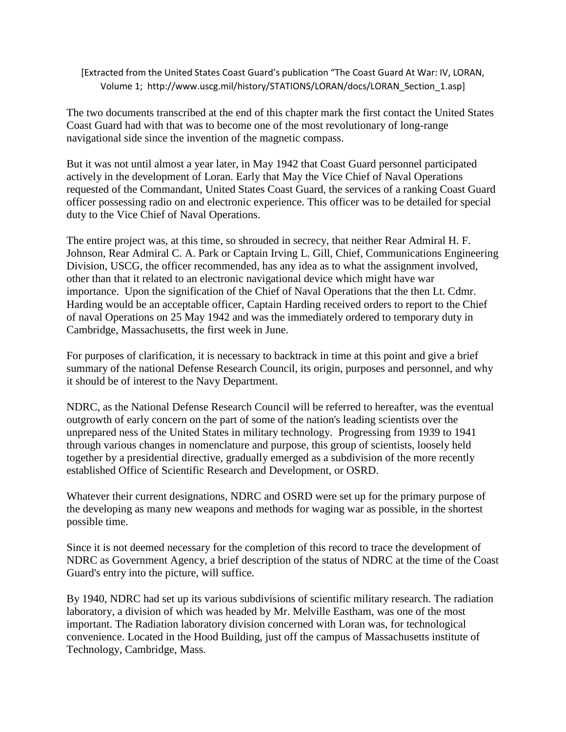[Extracted from the United States Coast Guard's publication "The Coast Guard At War: IV, LORAN, Volume 1; http://www.uscg.mil/history/STATIONS/LORAN/docs/LORAN_Section_1.asp]

The two documents transcribed at the end of this chapter mark the first contact the United States Coast Guard had with that was to become one of the most revolutionary of long-range navigational side since the invention of the magnetic compass.

But it was not until almost a year later, in May 1942 that Coast Guard personnel participated actively in the development of Loran. Early that May the Vice Chief of Naval Operations requested of the Commandant, United States Coast Guard, the services of a ranking Coast Guard officer possessing radio on and electronic experience. This officer was to be detailed for special duty to the Vice Chief of Naval Operations.

The entire project was, at this time, so shrouded in secrecy, that neither Rear Admiral H. F. Johnson, Rear Admiral C. A. Park or Captain Irving L. Gill, Chief, Communications Engineering Division, USCG, the officer recommended, has any idea as to what the assignment involved, other than that it related to an electronic navigational device which might have war importance. Upon the signification of the Chief of Naval Operations that the then Lt. Cdmr. Harding would be an acceptable officer, Captain Harding received orders to report to the Chief of naval Operations on 25 May 1942 and was the immediately ordered to temporary duty in Cambridge, Massachusetts, the first week in June.

For purposes of clarification, it is necessary to backtrack in time at this point and give a brief summary of the national Defense Research Council, its origin, purposes and personnel, and why it should be of interest to the Navy Department.

NDRC, as the National Defense Research Council will be referred to hereafter, was the eventual outgrowth of early concern on the part of some of the nation's leading scientists over the unprepared ness of the United States in military technology. Progressing from 1939 to 1941 through various changes in nomenclature and purpose, this group of scientists, loosely held together by a presidential directive, gradually emerged as a subdivision of the more recently established Office of Scientific Research and Development, or OSRD.

Whatever their current designations, NDRC and OSRD were set up for the primary purpose of the developing as many new weapons and methods for waging war as possible, in the shortest possible time.

Since it is not deemed necessary for the completion of this record to trace the development of NDRC as Government Agency, a brief description of the status of NDRC at the time of the Coast Guard's entry into the picture, will suffice.

By 1940, NDRC had set up its various subdivisions of scientific military research. The radiation laboratory, a division of which was headed by Mr. Melville Eastham, was one of the most important. The Radiation laboratory division concerned with Loran was, for technological convenience. Located in the Hood Building, just off the campus of Massachusetts institute of Technology, Cambridge, Mass.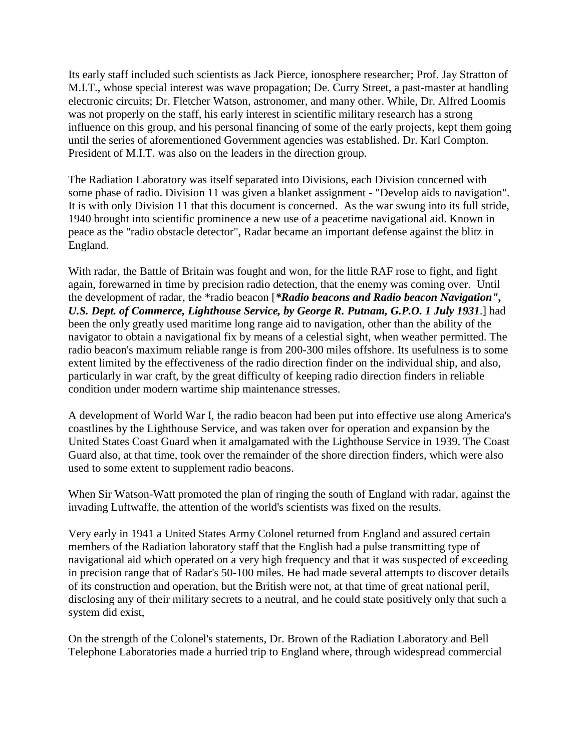Its early staff included such scientists as Jack Pierce, ionosphere researcher; Prof. Jay Stratton of M.I.T., whose special interest was wave propagation; De. Curry Street, a past-master at handling electronic circuits; Dr. Fletcher Watson, astronomer, and many other. While, Dr. Alfred Loomis was not properly on the staff, his early interest in scientific military research has a strong influence on this group, and his personal financing of some of the early projects, kept them going until the series of aforementioned Government agencies was established. Dr. Karl Compton. President of M.I.T. was also on the leaders in the direction group.

The Radiation Laboratory was itself separated into Divisions, each Division concerned with some phase of radio. Division 11 was given a blanket assignment - "Develop aids to navigation". It is with only Division 11 that this document is concerned. As the war swung into its full stride, 1940 brought into scientific prominence a new use of a peacetime navigational aid. Known in peace as the "radio obstacle detector", Radar became an important defense against the blitz in England.

With radar, the Battle of Britain was fought and won, for the little RAF rose to fight, and fight again, forewarned in time by precision radio detection, that the enemy was coming over. Until the development of radar, the *radio beacon [***\*Radio beacons and Radio beacon Navigation", U.S. Dept. of Commerce, Lighthouse Service, by George R. Putnam, G.P.O. 1 July 1931***.] had been the only greatly used maritime long range aid to navigation, other than the ability of the navigator to obtain a navigational fix by means of a celestial sight, when weather permitted. The radio beacon's maximum reliable range is from 200-300 miles offshore. Its usefulness is to some extent limited by the effectiveness of the radio direction finder on the individual ship, and also, particularly in war craft, by the great difficulty of keeping radio direction finders in reliable condition under modern wartime ship maintenance stresses.

A development of World War I, the radio beacon had been put into effective use along America's coastlines by the Lighthouse Service, and was taken over for operation and expansion by the United States Coast Guard when it amalgamated with the Lighthouse Service in 1939. The Coast Guard also, at that time, took over the remainder of the shore direction finders, which were also used to some extent to supplement radio beacons.

When Sir Watson-Watt promoted the plan of ringing the south of England with radar, against the invading Luftwaffe, the attention of the world's scientists was fixed on the results.

Very early in 1941 a United States Army Colonel returned from England and assured certain members of the Radiation laboratory staff that the English had a pulse transmitting type of navigational aid which operated on a very high frequency and that it was suspected of exceeding in precision range that of Radar's 50-100 miles. He had made several attempts to discover details of its construction and operation, but the British were not, at that time of great national peril, disclosing any of their military secrets to a neutral, and he could state positively only that such a system did exist,

On the strength of the Colonel's statements, Dr. Brown of the Radiation Laboratory and Bell Telephone Laboratories made a hurried trip to England where, through widespread commercial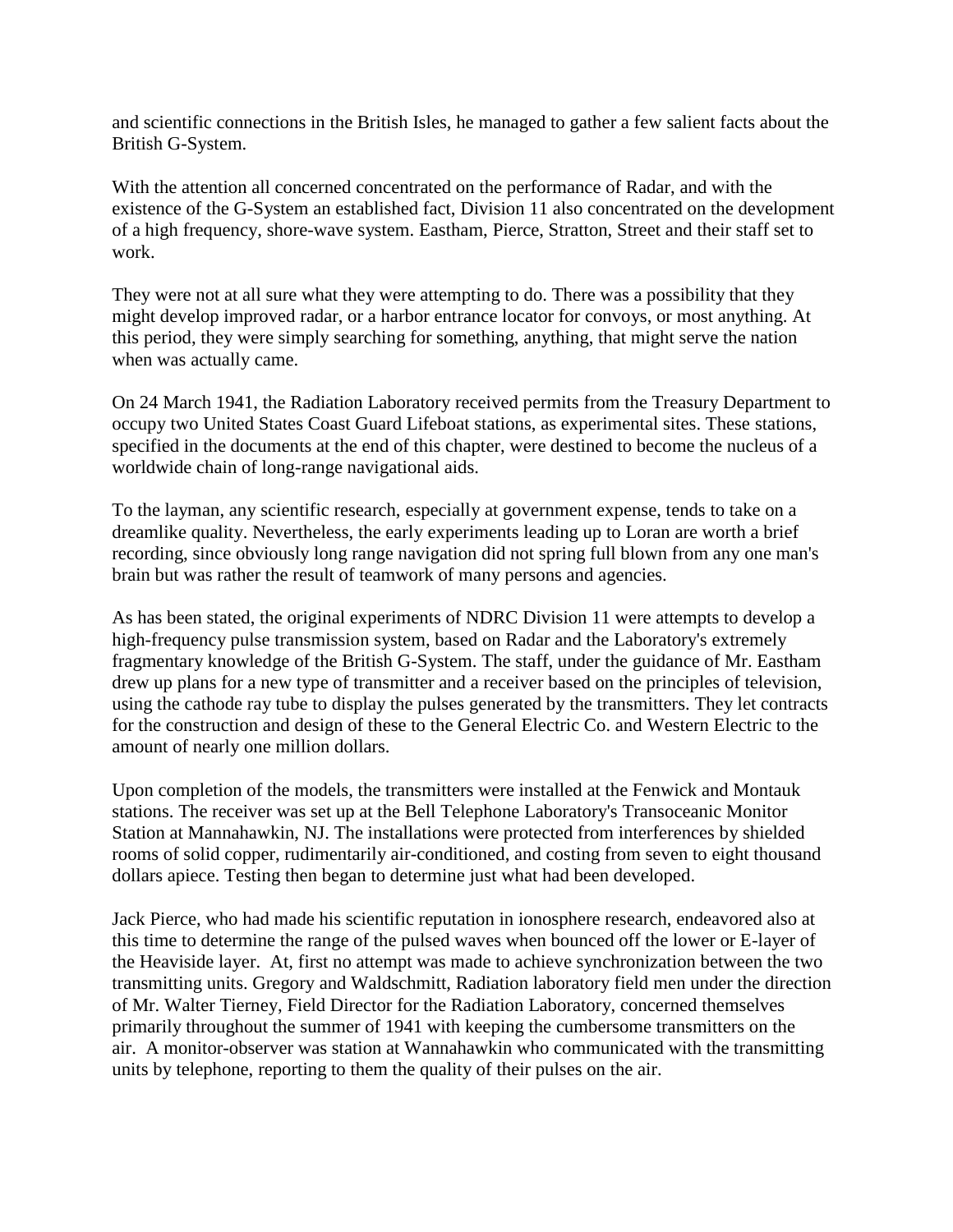and scientific connections in the British Isles, he managed to gather a few salient facts about the British G-System.

With the attention all concerned concentrated on the performance of Radar, and with the existence of the G-System an established fact, Division 11 also concentrated on the development of a high frequency, shore-wave system. Eastham, Pierce, Stratton, Street and their staff set to work.

They were not at all sure what they were attempting to do. There was a possibility that they might develop improved radar, or a harbor entrance locator for convoys, or most anything. At this period, they were simply searching for something, anything, that might serve the nation when was actually came.

On 24 March 1941, the Radiation Laboratory received permits from the Treasury Department to occupy two United States Coast Guard Lifeboat stations, as experimental sites. These stations, specified in the documents at the end of this chapter, were destined to become the nucleus of a worldwide chain of long-range navigational aids.

To the layman, any scientific research, especially at government expense, tends to take on a dreamlike quality. Nevertheless, the early experiments leading up to Loran are worth a brief recording, since obviously long range navigation did not spring full blown from any one man's brain but was rather the result of teamwork of many persons and agencies.

As has been stated, the original experiments of NDRC Division 11 were attempts to develop a high-frequency pulse transmission system, based on Radar and the Laboratory's extremely fragmentary knowledge of the British G-System. The staff, under the guidance of Mr. Eastham drew up plans for a new type of transmitter and a receiver based on the principles of television, using the cathode ray tube to display the pulses generated by the transmitters. They let contracts for the construction and design of these to the General Electric Co. and Western Electric to the amount of nearly one million dollars.

Upon completion of the models, the transmitters were installed at the Fenwick and Montauk stations. The receiver was set up at the Bell Telephone Laboratory's Transoceanic Monitor Station at Mannahawkin, NJ. The installations were protected from interferences by shielded rooms of solid copper, rudimentarily air-conditioned, and costing from seven to eight thousand dollars apiece. Testing then began to determine just what had been developed.

Jack Pierce, who had made his scientific reputation in ionosphere research, endeavored also at this time to determine the range of the pulsed waves when bounced off the lower or E-layer of the Heaviside layer. At, first no attempt was made to achieve synchronization between the two transmitting units. Gregory and Waldschmitt, Radiation laboratory field men under the direction of Mr. Walter Tierney, Field Director for the Radiation Laboratory, concerned themselves primarily throughout the summer of 1941 with keeping the cumbersome transmitters on the air. A monitor-observer was station at Wannahawkin who communicated with the transmitting units by telephone, reporting to them the quality of their pulses on the air.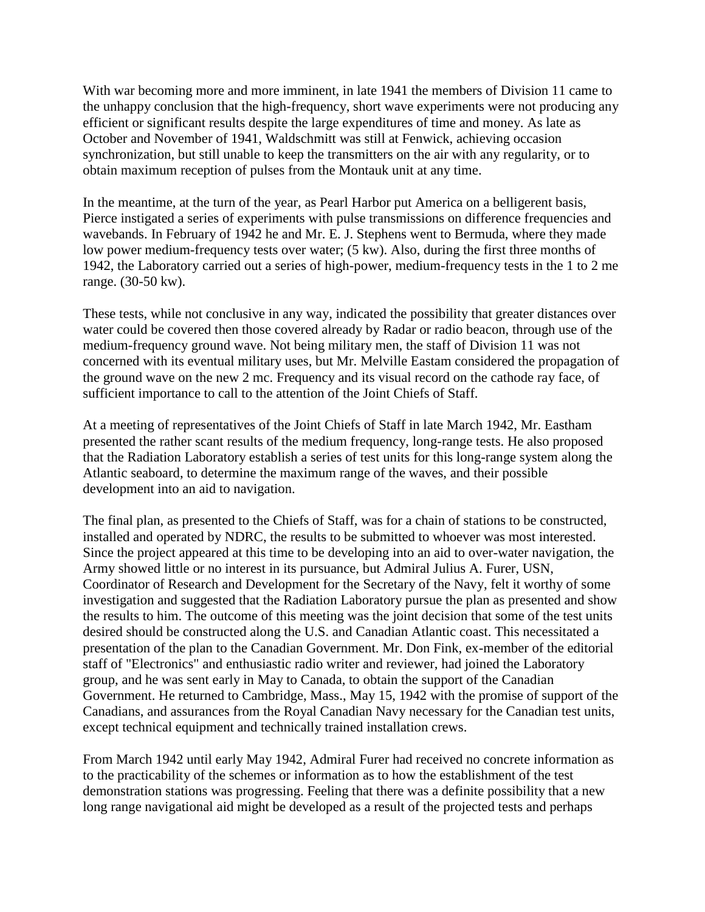With war becoming more and more imminent, in late 1941 the members of Division 11 came to the unhappy conclusion that the high-frequency, short wave experiments were not producing any efficient or significant results despite the large expenditures of time and money. As late as October and November of 1941, Waldschmitt was still at Fenwick, achieving occasion synchronization, but still unable to keep the transmitters on the air with any regularity, or to obtain maximum reception of pulses from the Montauk unit at any time.

In the meantime, at the turn of the year, as Pearl Harbor put America on a belligerent basis, Pierce instigated a series of experiments with pulse transmissions on difference frequencies and wavebands. In February of 1942 he and Mr. E. J. Stephens went to Bermuda, where they made low power medium-frequency tests over water; (5 kw). Also, during the first three months of 1942, the Laboratory carried out a series of high-power, medium-frequency tests in the 1 to 2 mc range. (30-50 kw).

These tests, while not conclusive in any way, indicated the possibility that greater distances over water could be covered then those covered already by Radar or radio beacon, through use of the medium-frequency ground wave. Not being military men, the staff of Division 11 was not concerned with its eventual military uses, but Mr. Melville Eastam considered the propagation of the ground wave on the new 2 mc. Frequency and its visual record on the cathode ray face, of sufficient importance to call to the attention of the Joint Chiefs of Staff.

At a meeting of representatives of the Joint Chiefs of Staff in late March 1942, Mr. Eastham presented the rather scant results of the medium frequency, long-range tests. He also proposed that the Radiation Laboratory establish a series of test units for this long-range system along the Atlantic seaboard, to determine the maximum range of the waves, and their possible development into an aid to navigation.

The final plan, as presented to the Chiefs of Staff, was for a chain of stations to be constructed, installed and operated by NDRC, the results to be submitted to whoever was most interested. Since the project appeared at this time to be developing into an aid to over-water navigation, the Army showed little or no interest in its pursuance, but Admiral Julius A. Furer, USN, Coordinator of Research and Development for the Secretary of the Navy, felt it worthy of some investigation and suggested that the Radiation Laboratory pursue the plan as presented and show the results to him. The outcome of this meeting was the joint decision that some of the test units desired should be constructed along the U.S. and Canadian Atlantic coast. This necessitated a presentation of the plan to the Canadian Government. Mr. Don Fink, ex-member of the editorial staff of "Electronics" and enthusiastic radio writer and reviewer, had joined the Laboratory group, and he was sent early in May to Canada, to obtain the support of the Canadian Government. He returned to Cambridge, Mass., May 15, 1942 with the promise of support of the Canadians, and assurances from the Royal Canadian Navy necessary for the Canadian test units, except technical equipment and technically trained installation crews.

From March 1942 until early May 1942, Admiral Furer had received no concrete information as to the practicability of the schemes or information as to how the establishment of the test demonstration stations was progressing. Feeling that there was a definite possibility that a new long range navigational aid might be developed as a result of the projected tests and perhaps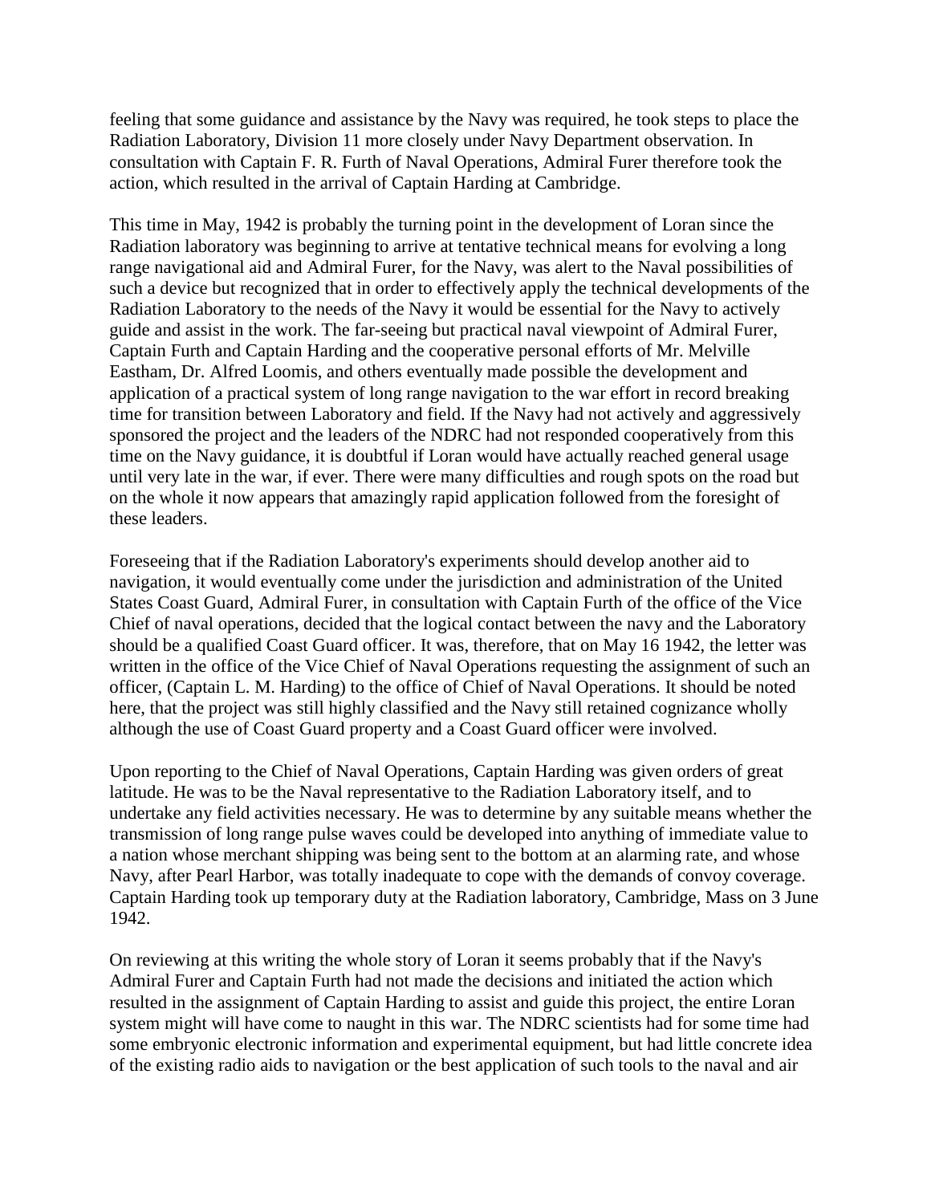feeling that some guidance and assistance by the Navy was required, he took steps to place the Radiation Laboratory, Division 11 more closely under Navy Department observation. In consultation with Captain F. R. Furth of Naval Operations, Admiral Furer therefore took the action, which resulted in the arrival of Captain Harding at Cambridge.

This time in May, 1942 is probably the turning point in the development of Loran since the Radiation laboratory was beginning to arrive at tentative technical means for evolving a long range navigational aid and Admiral Furer, for the Navy, was alert to the Naval possibilities of such a device but recognized that in order to effectively apply the technical developments of the Radiation Laboratory to the needs of the Navy it would be essential for the Navy to actively guide and assist in the work. The far-seeing but practical naval viewpoint of Admiral Furer, Captain Furth and Captain Harding and the cooperative personal efforts of Mr. Melville Eastham, Dr. Alfred Loomis, and others eventually made possible the development and application of a practical system of long range navigation to the war effort in record breaking time for transition between Laboratory and field. If the Navy had not actively and aggressively sponsored the project and the leaders of the NDRC had not responded cooperatively from this time on the Navy guidance, it is doubtful if Loran would have actually reached general usage until very late in the war, if ever. There were many difficulties and rough spots on the road but on the whole it now appears that amazingly rapid application followed from the foresight of these leaders.

Foreseeing that if the Radiation Laboratory's experiments should develop another aid to navigation, it would eventually come under the jurisdiction and administration of the United States Coast Guard, Admiral Furer, in consultation with Captain Furth of the office of the Vice Chief of naval operations, decided that the logical contact between the navy and the Laboratory should be a qualified Coast Guard officer. It was, therefore, that on May 16 1942, the letter was written in the office of the Vice Chief of Naval Operations requesting the assignment of such an officer, (Captain L. M. Harding) to the office of Chief of Naval Operations. It should be noted here, that the project was still highly classified and the Navy still retained cognizance wholly although the use of Coast Guard property and a Coast Guard officer were involved.

Upon reporting to the Chief of Naval Operations, Captain Harding was given orders of great latitude. He was to be the Naval representative to the Radiation Laboratory itself, and to undertake any field activities necessary. He was to determine by any suitable means whether the transmission of long range pulse waves could be developed into anything of immediate value to a nation whose merchant shipping was being sent to the bottom at an alarming rate, and whose Navy, after Pearl Harbor, was totally inadequate to cope with the demands of convoy coverage. Captain Harding took up temporary duty at the Radiation laboratory, Cambridge, Mass on 3 June 1942.

On reviewing at this writing the whole story of Loran it seems probably that if the Navy's Admiral Furer and Captain Furth had not made the decisions and initiated the action which resulted in the assignment of Captain Harding to assist and guide this project, the entire Loran system might will have come to naught in this war. The NDRC scientists had for some time had some embryonic electronic information and experimental equipment, but had little concrete idea of the existing radio aids to navigation or the best application of such tools to the naval and air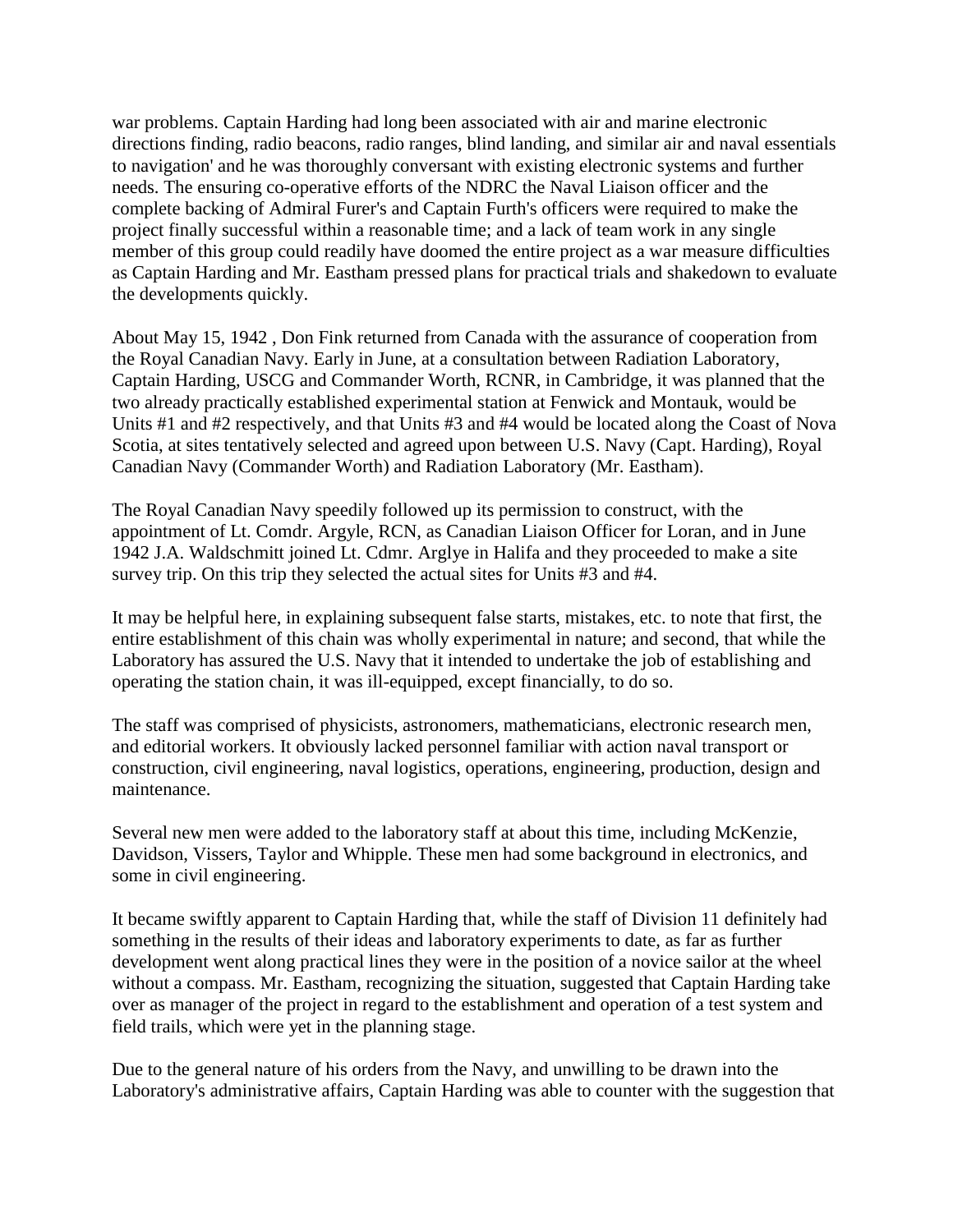war problems. Captain Harding had long been associated with air and marine electronic directions finding, radio beacons, radio ranges, blind landing, and similar air and naval essentials to navigation' and he was thoroughly conversant with existing electronic systems and further needs. The ensuring co-operative efforts of the NDRC the Naval Liaison officer and the complete backing of Admiral Furer's and Captain Furth's officers were required to make the project finally successful within a reasonable time; and a lack of team work in any single member of this group could readily have doomed the entire project as a war measure difficulties as Captain Harding and Mr. Eastham pressed plans for practical trials and shakedown to evaluate the developments quickly.

About May 15, 1942 , Don Fink returned from Canada with the assurance of cooperation from the Royal Canadian Navy. Early in June, at a consultation between Radiation Laboratory, Captain Harding, USCG and Commander Worth, RCNR, in Cambridge, it was planned that the two already practically established experimental station at Fenwick and Montauk, would be Units #1 and #2 respectively, and that Units #3 and #4 would be located along the Coast of Nova Scotia, at sites tentatively selected and agreed upon between U.S. Navy (Capt. Harding), Royal Canadian Navy (Commander Worth) and Radiation Laboratory (Mr. Eastham).

The Royal Canadian Navy speedily followed up its permission to construct, with the appointment of Lt. Comdr. Argyle, RCN, as Canadian Liaison Officer for Loran, and in June 1942 J.A. Waldschmitt joined Lt. Cdmr. Arglye in Halifa and they proceeded to make a site survey trip. On this trip they selected the actual sites for Units #3 and #4.

It may be helpful here, in explaining subsequent false starts, mistakes, etc. to note that first, the entire establishment of this chain was wholly experimental in nature; and second, that while the Laboratory has assured the U.S. Navy that it intended to undertake the job of establishing and operating the station chain, it was ill-equipped, except financially, to do so.

The staff was comprised of physicists, astronomers, mathematicians, electronic research men, and editorial workers. It obviously lacked personnel familiar with action naval transport or construction, civil engineering, naval logistics, operations, engineering, production, design and maintenance.

Several new men were added to the laboratory staff at about this time, including McKenzie, Davidson, Vissers, Taylor and Whipple. These men had some background in electronics, and some in civil engineering.

It became swiftly apparent to Captain Harding that, while the staff of Division 11 definitely had something in the results of their ideas and laboratory experiments to date, as far as further development went along practical lines they were in the position of a novice sailor at the wheel without a compass. Mr. Eastham, recognizing the situation, suggested that Captain Harding take over as manager of the project in regard to the establishment and operation of a test system and field trails, which were yet in the planning stage.

Due to the general nature of his orders from the Navy, and unwilling to be drawn into the Laboratory's administrative affairs, Captain Harding was able to counter with the suggestion that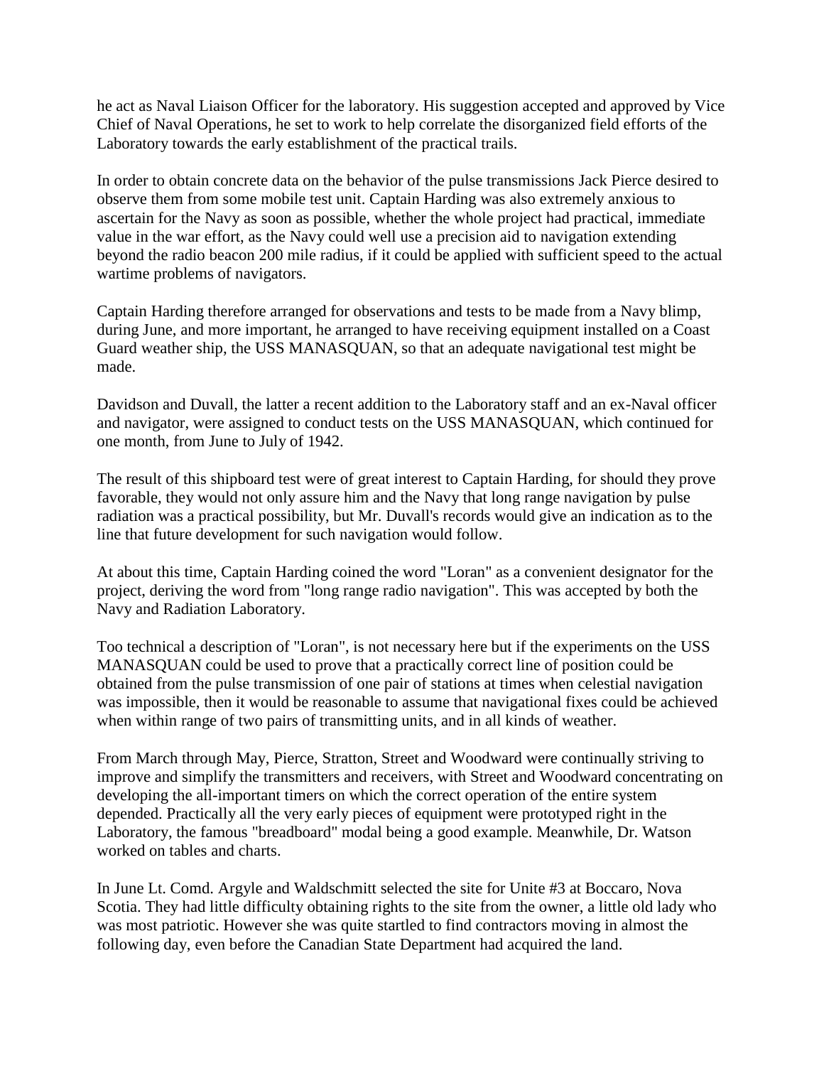he act as Naval Liaison Officer for the laboratory. His suggestion accepted and approved by Vice Chief of Naval Operations, he set to work to help correlate the disorganized field efforts of the Laboratory towards the early establishment of the practical trails.

In order to obtain concrete data on the behavior of the pulse transmissions Jack Pierce desired to observe them from some mobile test unit. Captain Harding was also extremely anxious to ascertain for the Navy as soon as possible, whether the whole project had practical, immediate value in the war effort, as the Navy could well use a precision aid to navigation extending beyond the radio beacon 200 mile radius, if it could be applied with sufficient speed to the actual wartime problems of navigators.

Captain Harding therefore arranged for observations and tests to be made from a Navy blimp, during June, and more important, he arranged to have receiving equipment installed on a Coast Guard weather ship, the USS MANASQUAN, so that an adequate navigational test might be made.

Davidson and Duvall, the latter a recent addition to the Laboratory staff and an ex-Naval officer and navigator, were assigned to conduct tests on the USS MANASQUAN, which continued for one month, from June to July of 1942.

The result of this shipboard test were of great interest to Captain Harding, for should they prove favorable, they would not only assure him and the Navy that long range navigation by pulse radiation was a practical possibility, but Mr. Duvall's records would give an indication as to the line that future development for such navigation would follow.

At about this time, Captain Harding coined the word "Loran" as a convenient designator for the project, deriving the word from "long range radio navigation". This was accepted by both the Navy and Radiation Laboratory.

Too technical a description of "Loran", is not necessary here but if the experiments on the USS MANASQUAN could be used to prove that a practically correct line of position could be obtained from the pulse transmission of one pair of stations at times when celestial navigation was impossible, then it would be reasonable to assume that navigational fixes could be achieved when within range of two pairs of transmitting units, and in all kinds of weather.

From March through May, Pierce, Stratton, Street and Woodward were continually striving to improve and simplify the transmitters and receivers, with Street and Woodward concentrating on developing the all-important timers on which the correct operation of the entire system depended. Practically all the very early pieces of equipment were prototyped right in the Laboratory, the famous "breadboard" modal being a good example. Meanwhile, Dr. Watson worked on tables and charts.

In June Lt. Comd. Argyle and Waldschmitt selected the site for Unite #3 at Boccaro, Nova Scotia. They had little difficulty obtaining rights to the site from the owner, a little old lady who was most patriotic. However she was quite startled to find contractors moving in almost the following day, even before the Canadian State Department had acquired the land.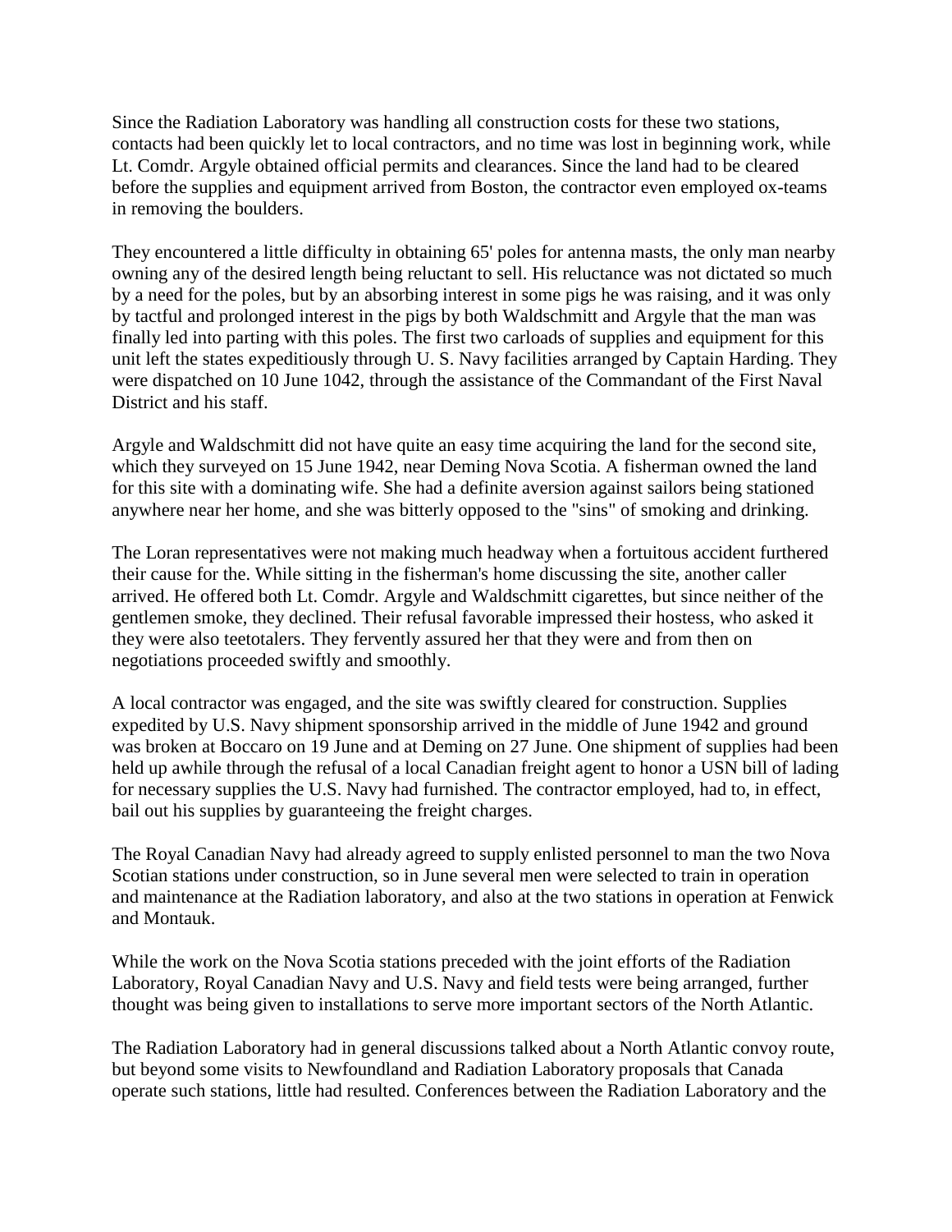Since the Radiation Laboratory was handling all construction costs for these two stations, contacts had been quickly let to local contractors, and no time was lost in beginning work, while Lt. Comdr. Argyle obtained official permits and clearances. Since the land had to be cleared before the supplies and equipment arrived from Boston, the contractor even employed ox-teams in removing the boulders.

They encountered a little difficulty in obtaining 65' poles for antenna masts, the only man nearby owning any of the desired length being reluctant to sell. His reluctance was not dictated so much by a need for the poles, but by an absorbing interest in some pigs he was raising, and it was only by tactful and prolonged interest in the pigs by both Waldschmitt and Argyle that the man was finally led into parting with this poles. The first two carloads of supplies and equipment for this unit left the states expeditiously through U. S. Navy facilities arranged by Captain Harding. They were dispatched on 10 June 1042, through the assistance of the Commandant of the First Naval District and his staff.

Argyle and Waldschmitt did not have quite an easy time acquiring the land for the second site, which they surveyed on 15 June 1942, near Deming Nova Scotia. A fisherman owned the land for this site with a dominating wife. She had a definite aversion against sailors being stationed anywhere near her home, and she was bitterly opposed to the "sins" of smoking and drinking.

The Loran representatives were not making much headway when a fortuitous accident furthered their cause for the. While sitting in the fisherman's home discussing the site, another caller arrived. He offered both Lt. Comdr. Argyle and Waldschmitt cigarettes, but since neither of the gentlemen smoke, they declined. Their refusal favorable impressed their hostess, who asked it they were also teetotalers. They fervently assured her that they were and from then on negotiations proceeded swiftly and smoothly.

A local contractor was engaged, and the site was swiftly cleared for construction. Supplies expedited by U.S. Navy shipment sponsorship arrived in the middle of June 1942 and ground was broken at Boccaro on 19 June and at Deming on 27 June. One shipment of supplies had been held up awhile through the refusal of a local Canadian freight agent to honor a USN bill of lading for necessary supplies the U.S. Navy had furnished. The contractor employed, had to, in effect, bail out his supplies by guaranteeing the freight charges.

The Royal Canadian Navy had already agreed to supply enlisted personnel to man the two Nova Scotian stations under construction, so in June several men were selected to train in operation and maintenance at the Radiation laboratory, and also at the two stations in operation at Fenwick and Montauk.

While the work on the Nova Scotia stations preceded with the joint efforts of the Radiation Laboratory, Royal Canadian Navy and U.S. Navy and field tests were being arranged, further thought was being given to installations to serve more important sectors of the North Atlantic.

The Radiation Laboratory had in general discussions talked about a North Atlantic convoy route, but beyond some visits to Newfoundland and Radiation Laboratory proposals that Canada operate such stations, little had resulted. Conferences between the Radiation Laboratory and the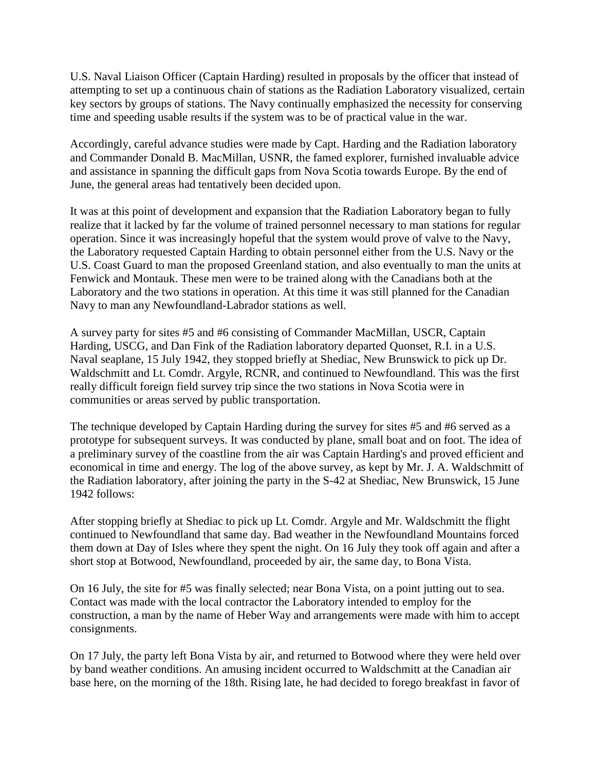U.S. Naval Liaison Officer (Captain Harding) resulted in proposals by the officer that instead of attempting to set up a continuous chain of stations as the Radiation Laboratory visualized, certain key sectors by groups of stations. The Navy continually emphasized the necessity for conserving time and speeding usable results if the system was to be of practical value in the war.

Accordingly, careful advance studies were made by Capt. Harding and the Radiation laboratory and Commander Donald B. MacMillan, USNR, the famed explorer, furnished invaluable advice and assistance in spanning the difficult gaps from Nova Scotia towards Europe. By the end of June, the general areas had tentatively been decided upon.

It was at this point of development and expansion that the Radiation Laboratory began to fully realize that it lacked by far the volume of trained personnel necessary to man stations for regular operation. Since it was increasingly hopeful that the system would prove of valve to the Navy, the Laboratory requested Captain Harding to obtain personnel either from the U.S. Navy or the U.S. Coast Guard to man the proposed Greenland station, and also eventually to man the units at Fenwick and Montauk. These men were to be trained along with the Canadians both at the Laboratory and the two stations in operation. At this time it was still planned for the Canadian Navy to man any Newfoundland-Labrador stations as well.

A survey party for sites #5 and #6 consisting of Commander MacMillan, USCR, Captain Harding, USCG, and Dan Fink of the Radiation laboratory departed Quonset, R.I. in a U.S. Naval seaplane, 15 July 1942, they stopped briefly at Shediac, New Brunswick to pick up Dr. Waldschmitt and Lt. Comdr. Argyle, RCNR, and continued to Newfoundland. This was the first really difficult foreign field survey trip since the two stations in Nova Scotia were in communities or areas served by public transportation.

The technique developed by Captain Harding during the survey for sites #5 and #6 served as a prototype for subsequent surveys. It was conducted by plane, small boat and on foot. The idea of a preliminary survey of the coastline from the air was Captain Harding's and proved efficient and economical in time and energy. The log of the above survey, as kept by Mr. J. A. Waldschmitt of the Radiation laboratory, after joining the party in the S-42 at Shediac, New Brunswick, 15 June 1942 follows:

After stopping briefly at Shediac to pick up Lt. Comdr. Argyle and Mr. Waldschmitt the flight continued to Newfoundland that same day. Bad weather in the Newfoundland Mountains forced them down at Day of Isles where they spent the night. On 16 July they took off again and after a short stop at Botwood, Newfoundland, proceeded by air, the same day, to Bona Vista.

On 16 July, the site for #5 was finally selected; near Bona Vista, on a point jutting out to sea. Contact was made with the local contractor the Laboratory intended to employ for the construction, a man by the name of Heber Way and arrangements were made with him to accept consignments.

On 17 July, the party left Bona Vista by air, and returned to Botwood where they were held over by band weather conditions. An amusing incident occurred to Waldschmitt at the Canadian air base here, on the morning of the 18th. Rising late, he had decided to forego breakfast in favor of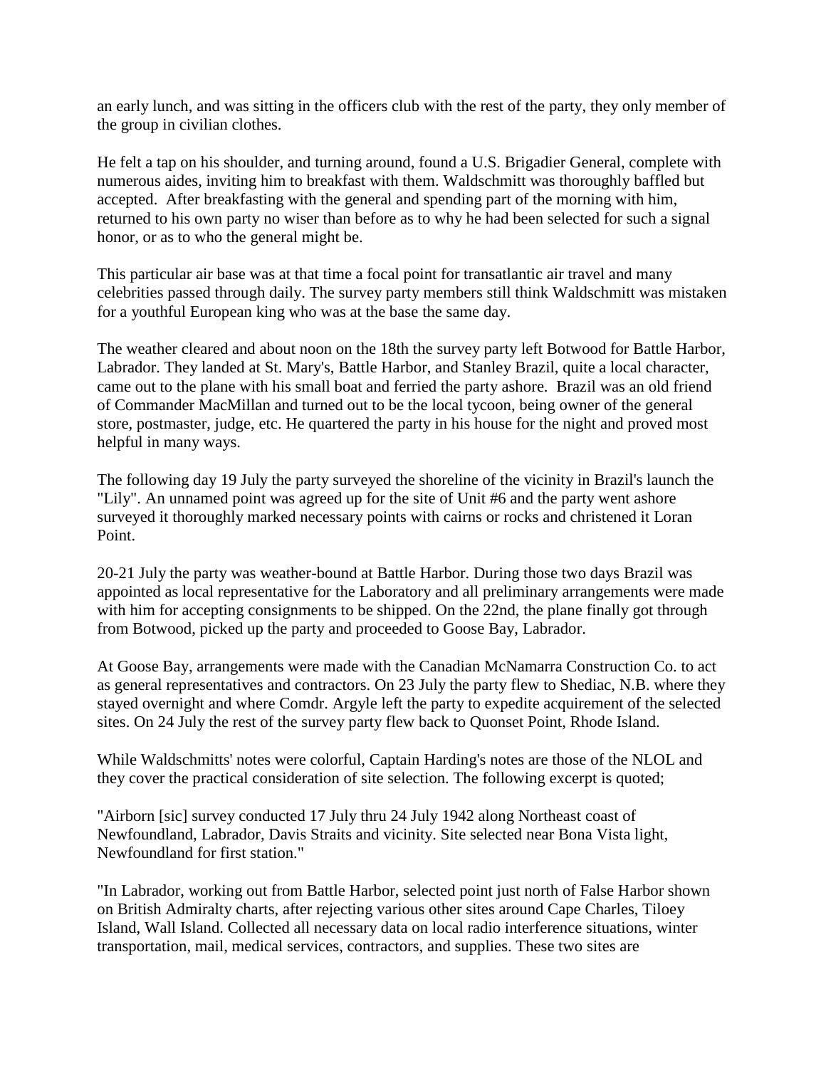an early lunch, and was sitting in the officers club with the rest of the party, they only member of the group in civilian clothes.

He felt a tap on his shoulder, and turning around, found a U.S. Brigadier General, complete with numerous aides, inviting him to breakfast with them. Waldschmitt was thoroughly baffled but accepted. After breakfasting with the general and spending part of the morning with him, returned to his own party no wiser than before as to why he had been selected for such a signal honor, or as to who the general might be.

This particular air base was at that time a focal point for transatlantic air travel and many celebrities passed through daily. The survey party members still think Waldschmitt was mistaken for a youthful European king who was at the base the same day.

The weather cleared and about noon on the 18th the survey party left Botwood for Battle Harbor, Labrador. They landed at St. Mary's, Battle Harbor, and Stanley Brazil, quite a local character, came out to the plane with his small boat and ferried the party ashore. Brazil was an old friend of Commander MacMillan and turned out to be the local tycoon, being owner of the general store, postmaster, judge, etc. He quartered the party in his house for the night and proved most helpful in many ways.

The following day 19 July the party surveyed the shoreline of the vicinity in Brazil's launch the "Lily". An unnamed point was agreed up for the site of Unit #6 and the party went ashore surveyed it thoroughly marked necessary points with cairns or rocks and christened it Loran Point.

20-21 July the party was weather-bound at Battle Harbor. During those two days Brazil was appointed as local representative for the Laboratory and all preliminary arrangements were made with him for accepting consignments to be shipped. On the 22nd, the plane finally got through from Botwood, picked up the party and proceeded to Goose Bay, Labrador.

At Goose Bay, arrangements were made with the Canadian McNamarra Construction Co. to act as general representatives and contractors. On 23 July the party flew to Shediac, N.B. where they stayed overnight and where Comdr. Argyle left the party to expedite acquirement of the selected sites. On 24 July the rest of the survey party flew back to Quonset Point, Rhode Island.

While Waldschmitts' notes were colorful, Captain Harding's notes are those of the NLOL and they cover the practical consideration of site selection. The following excerpt is quoted;

"Airborn [sic] survey conducted 17 July thru 24 July 1942 along Northeast coast of Newfoundland, Labrador, Davis Straits and vicinity. Site selected near Bona Vista light, Newfoundland for first station."

"In Labrador, working out from Battle Harbor, selected point just north of False Harbor shown on British Admiralty charts, after rejecting various other sites around Cape Charles, Tiloey Island, Wall Island. Collected all necessary data on local radio interference situations, winter transportation, mail, medical services, contractors, and supplies. These two sites are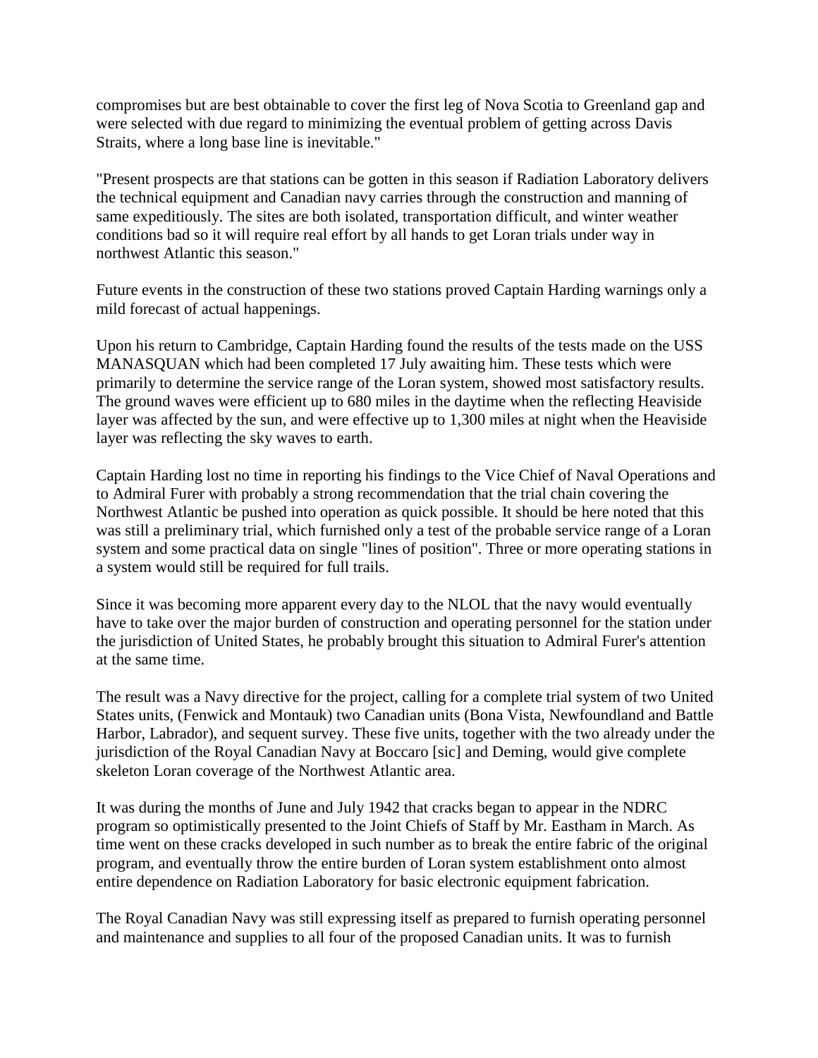compromises but are best obtainable to cover the first leg of Nova Scotia to Greenland gap and were selected with due regard to minimizing the eventual problem of getting across Davis Straits, where a long base line is inevitable."

"Present prospects are that stations can be gotten in this season if Radiation Laboratory delivers the technical equipment and Canadian navy carries through the construction and manning of same expeditiously. The sites are both isolated, transportation difficult, and winter weather conditions bad so it will require real effort by all hands to get Loran trials under way in northwest Atlantic this season."

Future events in the construction of these two stations proved Captain Harding warnings only a mild forecast of actual happenings.

Upon his return to Cambridge, Captain Harding found the results of the tests made on the USS MANASQUAN which had been completed 17 July awaiting him. These tests which were primarily to determine the service range of the Loran system, showed most satisfactory results. The ground waves were efficient up to 680 miles in the daytime when the reflecting Heaviside layer was affected by the sun, and were effective up to 1,300 miles at night when the Heaviside layer was reflecting the sky waves to earth.

Captain Harding lost no time in reporting his findings to the Vice Chief of Naval Operations and to Admiral Furer with probably a strong recommendation that the trial chain covering the Northwest Atlantic be pushed into operation as quick possible. It should be here noted that this was still a preliminary trial, which furnished only a test of the probable service range of a Loran system and some practical data on single "lines of position". Three or more operating stations in a system would still be required for full trails.

Since it was becoming more apparent every day to the NLOL that the navy would eventually have to take over the major burden of construction and operating personnel for the station under the jurisdiction of United States, he probably brought this situation to Admiral Furer's attention at the same time.

The result was a Navy directive for the project, calling for a complete trial system of two United States units, (Fenwick and Montauk) two Canadian units (Bona Vista, Newfoundland and Battle Harbor, Labrador), and sequent survey. These five units, together with the two already under the jurisdiction of the Royal Canadian Navy at Boccaro [sic] and Deming, would give complete skeleton Loran coverage of the Northwest Atlantic area.

It was during the months of June and July 1942 that cracks began to appear in the NDRC program so optimistically presented to the Joint Chiefs of Staff by Mr. Eastham in March. As time went on these cracks developed in such number as to break the entire fabric of the original program, and eventually throw the entire burden of Loran system establishment onto almost entire dependence on Radiation Laboratory for basic electronic equipment fabrication.

The Royal Canadian Navy was still expressing itself as prepared to furnish operating personnel and maintenance and supplies to all four of the proposed Canadian units. It was to furnish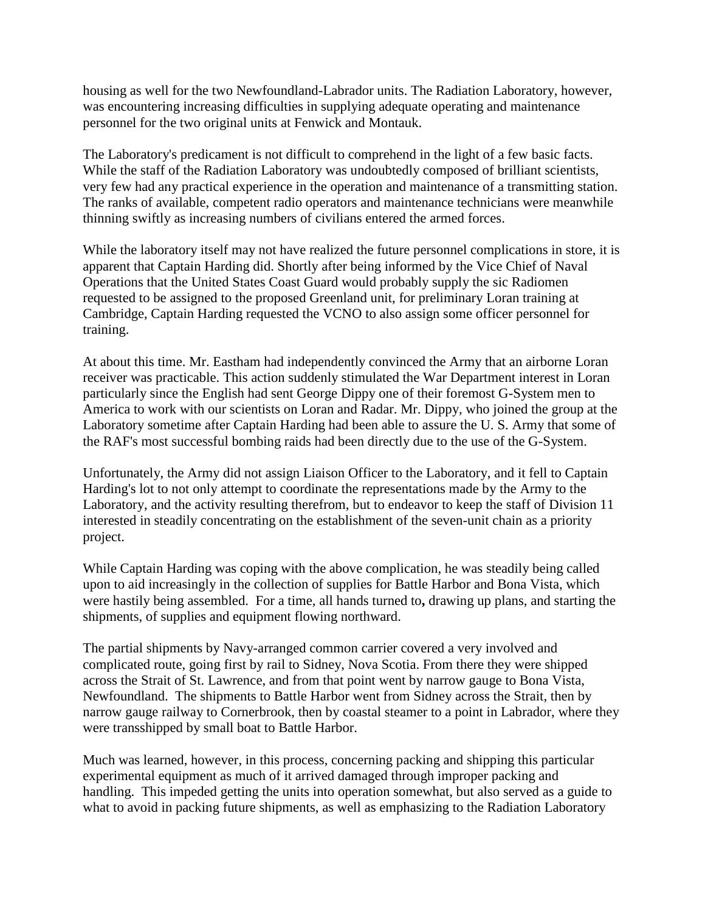housing as well for the two Newfoundland-Labrador units. The Radiation Laboratory, however, was encountering increasing difficulties in supplying adequate operating and maintenance personnel for the two original units at Fenwick and Montauk.

The Laboratory's predicament is not difficult to comprehend in the light of a few basic facts. While the staff of the Radiation Laboratory was undoubtedly composed of brilliant scientists, very few had any practical experience in the operation and maintenance of a transmitting station. The ranks of available, competent radio operators and maintenance technicians were meanwhile thinning swiftly as increasing numbers of civilians entered the armed forces.

While the laboratory itself may not have realized the future personnel complications in store, it is apparent that Captain Harding did. Shortly after being informed by the Vice Chief of Naval Operations that the United States Coast Guard would probably supply the sic Radiomen requested to be assigned to the proposed Greenland unit, for preliminary Loran training at Cambridge, Captain Harding requested the VCNO to also assign some officer personnel for training.

At about this time. Mr. Eastham had independently convinced the Army that an airborne Loran receiver was practicable. This action suddenly stimulated the War Department interest in Loran particularly since the English had sent George Dippy one of their foremost G-System men to America to work with our scientists on Loran and Radar. Mr. Dippy, who joined the group at the Laboratory sometime after Captain Harding had been able to assure the U. S. Army that some of the RAF's most successful bombing raids had been directly due to the use of the G-System.

Unfortunately, the Army did not assign Liaison Officer to the Laboratory, and it fell to Captain Harding's lot to not only attempt to coordinate the representations made by the Army to the Laboratory, and the activity resulting therefrom, but to endeavor to keep the staff of Division 11 interested in steadily concentrating on the establishment of the seven-unit chain as a priority project.

While Captain Harding was coping with the above complication, he was steadily being called upon to aid increasingly in the collection of supplies for Battle Harbor and Bona Vista, which were hastily being assembled. For a time, all hands turned to**,** drawing up plans, and starting the shipments, of supplies and equipment flowing northward.

The partial shipments by Navy-arranged common carrier covered a very involved and complicated route, going first by rail to Sidney, Nova Scotia. From there they were shipped across the Strait of St. Lawrence, and from that point went by narrow gauge to Bona Vista, Newfoundland. The shipments to Battle Harbor went from Sidney across the Strait, then by narrow gauge railway to Cornerbrook, then by coastal steamer to a point in Labrador, where they were transshipped by small boat to Battle Harbor.

Much was learned, however, in this process, concerning packing and shipping this particular experimental equipment as much of it arrived damaged through improper packing and handling. This impeded getting the units into operation somewhat, but also served as a guide to what to avoid in packing future shipments, as well as emphasizing to the Radiation Laboratory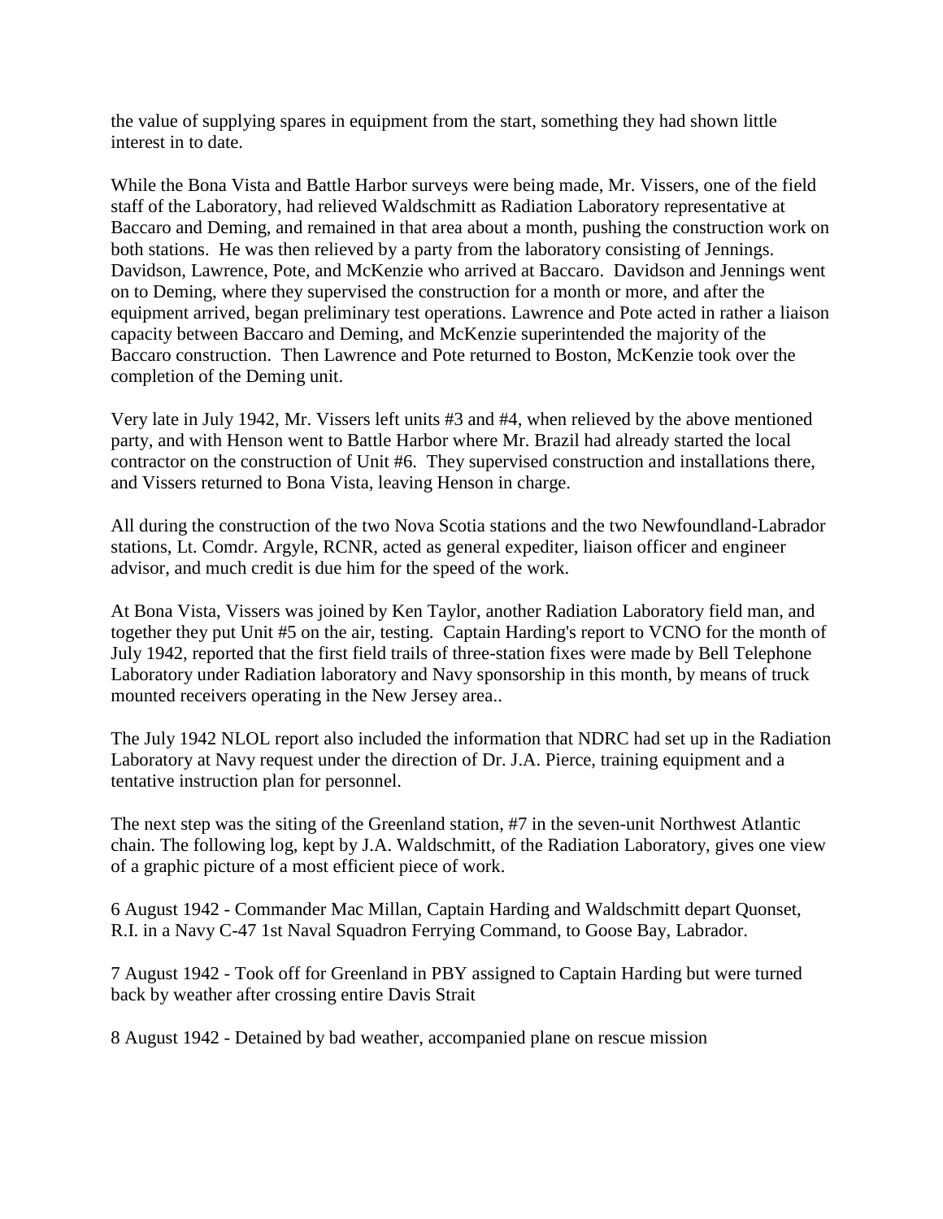the value of supplying spares in equipment from the start, something they had shown little interest in to date.

While the Bona Vista and Battle Harbor surveys were being made, Mr. Vissers, one of the field staff of the Laboratory, had relieved Waldschmitt as Radiation Laboratory representative at Baccaro and Deming, and remained in that area about a month, pushing the construction work on both stations. He was then relieved by a party from the laboratory consisting of Jennings. Davidson, Lawrence, Pote, and McKenzie who arrived at Baccaro. Davidson and Jennings went on to Deming, where they supervised the construction for a month or more, and after the equipment arrived, began preliminary test operations. Lawrence and Pote acted in rather a liaison capacity between Baccaro and Deming, and McKenzie superintended the majority of the Baccaro construction. Then Lawrence and Pote returned to Boston, McKenzie took over the completion of the Deming unit.

Very late in July 1942, Mr. Vissers left units #3 and #4, when relieved by the above mentioned party, and with Henson went to Battle Harbor where Mr. Brazil had already started the local contractor on the construction of Unit #6. They supervised construction and installations there, and Vissers returned to Bona Vista, leaving Henson in charge.

All during the construction of the two Nova Scotia stations and the two Newfoundland-Labrador stations, Lt. Comdr. Argyle, RCNR, acted as general expediter, liaison officer and engineer advisor, and much credit is due him for the speed of the work.

At Bona Vista, Vissers was joined by Ken Taylor, another Radiation Laboratory field man, and together they put Unit #5 on the air, testing. Captain Harding's report to VCNO for the month of July 1942, reported that the first field trails of three-station fixes were made by Bell Telephone Laboratory under Radiation laboratory and Navy sponsorship in this month, by means of truck mounted receivers operating in the New Jersey area..

The July 1942 NLOL report also included the information that NDRC had set up in the Radiation Laboratory at Navy request under the direction of Dr. J.A. Pierce, training equipment and a tentative instruction plan for personnel.

The next step was the siting of the Greenland station, #7 in the seven-unit Northwest Atlantic chain. The following log, kept by J.A. Waldschmitt, of the Radiation Laboratory, gives one view of a graphic picture of a most efficient piece of work.

6 August 1942 - Commander Mac Millan, Captain Harding and Waldschmitt depart Quonset, R.I. in a Navy C-47 1st Naval Squadron Ferrying Command, to Goose Bay, Labrador.

7 August 1942 - Took off for Greenland in PBY assigned to Captain Harding but were turned back by weather after crossing entire Davis Strait

8 August 1942 - Detained by bad weather, accompanied plane on rescue mission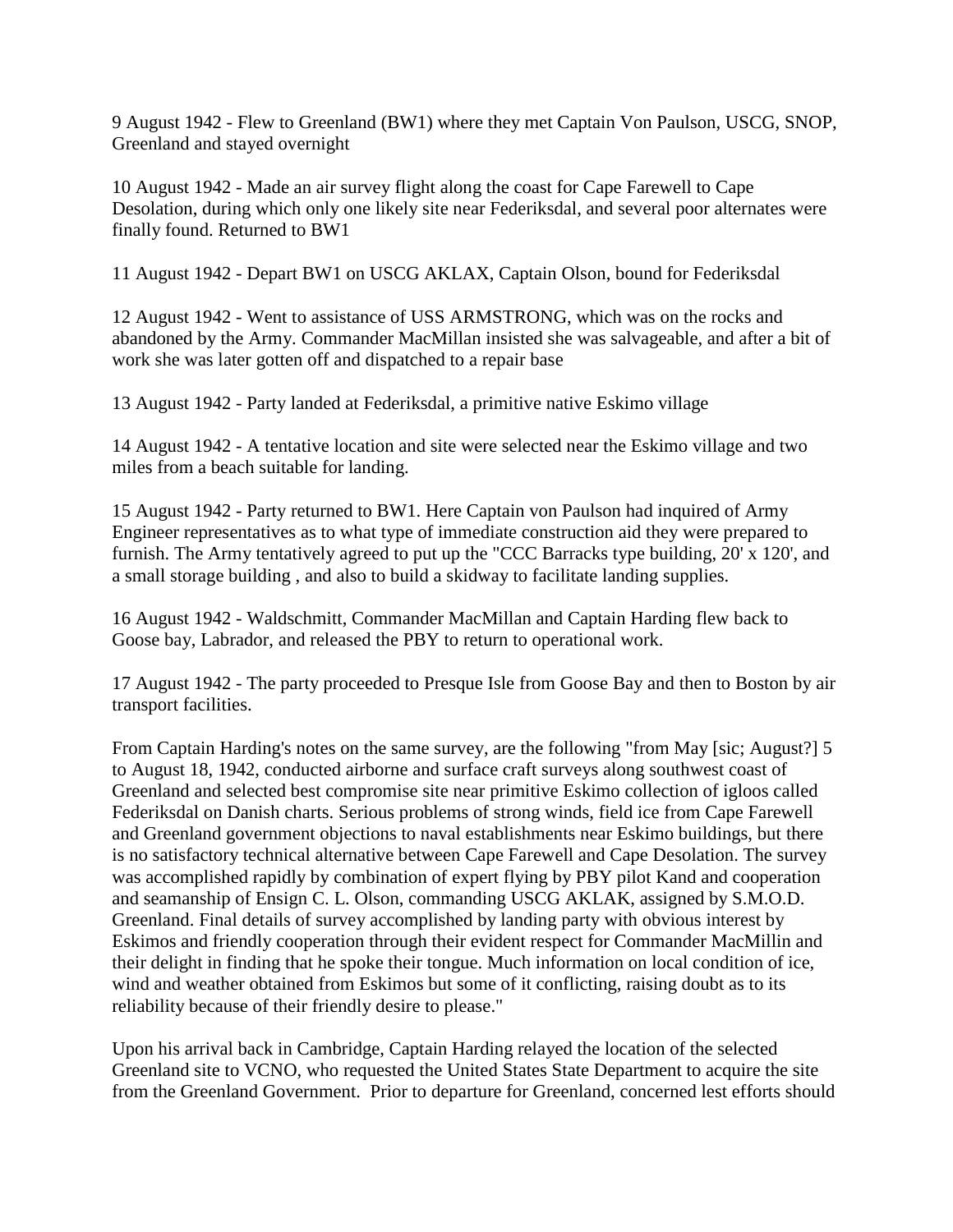9 August 1942 - Flew to Greenland (BW1) where they met Captain Von Paulson, USCG, SNOP, Greenland and stayed overnight

10 August 1942 - Made an air survey flight along the coast for Cape Farewell to Cape Desolation, during which only one likely site near Federiksdal, and several poor alternates were finally found. Returned to BW1

11 August 1942 - Depart BW1 on USCG AKLAX, Captain Olson, bound for Federiksdal

12 August 1942 - Went to assistance of USS ARMSTRONG, which was on the rocks and abandoned by the Army. Commander MacMillan insisted she was salvageable, and after a bit of work she was later gotten off and dispatched to a repair base

13 August 1942 - Party landed at Federiksdal, a primitive native Eskimo village

14 August 1942 - A tentative location and site were selected near the Eskimo village and two miles from a beach suitable for landing.

15 August 1942 - Party returned to BW1. Here Captain von Paulson had inquired of Army Engineer representatives as to what type of immediate construction aid they were prepared to furnish. The Army tentatively agreed to put up the "CCC Barracks type building, 20' x 120', and a small storage building , and also to build a skidway to facilitate landing supplies.

16 August 1942 - Waldschmitt, Commander MacMillan and Captain Harding flew back to Goose bay, Labrador, and released the PBY to return to operational work.

17 August 1942 - The party proceeded to Presque Isle from Goose Bay and then to Boston by air transport facilities.

From Captain Harding's notes on the same survey, are the following "from May [sic; August?] 5 to August 18, 1942, conducted airborne and surface craft surveys along southwest coast of Greenland and selected best compromise site near primitive Eskimo collection of igloos called Federiksdal on Danish charts. Serious problems of strong winds, field ice from Cape Farewell and Greenland government objections to naval establishments near Eskimo buildings, but there is no satisfactory technical alternative between Cape Farewell and Cape Desolation. The survey was accomplished rapidly by combination of expert flying by PBY pilot Kand and cooperation and seamanship of Ensign C. L. Olson, commanding USCG AKLAK, assigned by S.M.O.D. Greenland. Final details of survey accomplished by landing party with obvious interest by Eskimos and friendly cooperation through their evident respect for Commander MacMillin and their delight in finding that he spoke their tongue. Much information on local condition of ice, wind and weather obtained from Eskimos but some of it conflicting, raising doubt as to its reliability because of their friendly desire to please."

Upon his arrival back in Cambridge, Captain Harding relayed the location of the selected Greenland site to VCNO, who requested the United States State Department to acquire the site from the Greenland Government. Prior to departure for Greenland, concerned lest efforts should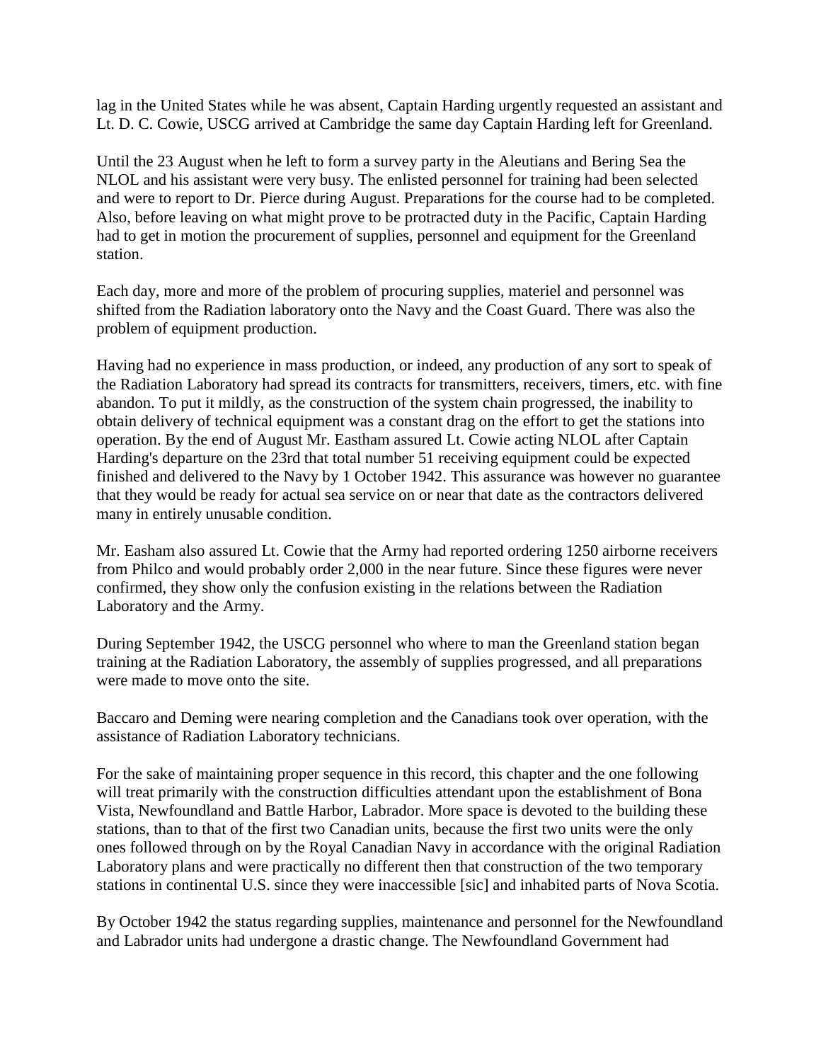lag in the United States while he was absent, Captain Harding urgently requested an assistant and Lt. D. C. Cowie, USCG arrived at Cambridge the same day Captain Harding left for Greenland.

Until the 23 August when he left to form a survey party in the Aleutians and Bering Sea the NLOL and his assistant were very busy. The enlisted personnel for training had been selected and were to report to Dr. Pierce during August. Preparations for the course had to be completed. Also, before leaving on what might prove to be protracted duty in the Pacific, Captain Harding had to get in motion the procurement of supplies, personnel and equipment for the Greenland station.

Each day, more and more of the problem of procuring supplies, materiel and personnel was shifted from the Radiation laboratory onto the Navy and the Coast Guard. There was also the problem of equipment production.

Having had no experience in mass production, or indeed, any production of any sort to speak of the Radiation Laboratory had spread its contracts for transmitters, receivers, timers, etc. with fine abandon. To put it mildly, as the construction of the system chain progressed, the inability to obtain delivery of technical equipment was a constant drag on the effort to get the stations into operation. By the end of August Mr. Eastham assured Lt. Cowie acting NLOL after Captain Harding's departure on the 23rd that total number 51 receiving equipment could be expected finished and delivered to the Navy by 1 October 1942. This assurance was however no guarantee that they would be ready for actual sea service on or near that date as the contractors delivered many in entirely unusable condition.

Mr. Easham also assured Lt. Cowie that the Army had reported ordering 1250 airborne receivers from Philco and would probably order 2,000 in the near future. Since these figures were never confirmed, they show only the confusion existing in the relations between the Radiation Laboratory and the Army.

During September 1942, the USCG personnel who where to man the Greenland station began training at the Radiation Laboratory, the assembly of supplies progressed, and all preparations were made to move onto the site.

Baccaro and Deming were nearing completion and the Canadians took over operation, with the assistance of Radiation Laboratory technicians.

For the sake of maintaining proper sequence in this record, this chapter and the one following will treat primarily with the construction difficulties attendant upon the establishment of Bona Vista, Newfoundland and Battle Harbor, Labrador. More space is devoted to the building these stations, than to that of the first two Canadian units, because the first two units were the only ones followed through on by the Royal Canadian Navy in accordance with the original Radiation Laboratory plans and were practically no different then that construction of the two temporary stations in continental U.S. since they were inaccessible [sic] and inhabited parts of Nova Scotia.

By October 1942 the status regarding supplies, maintenance and personnel for the Newfoundland and Labrador units had undergone a drastic change. The Newfoundland Government had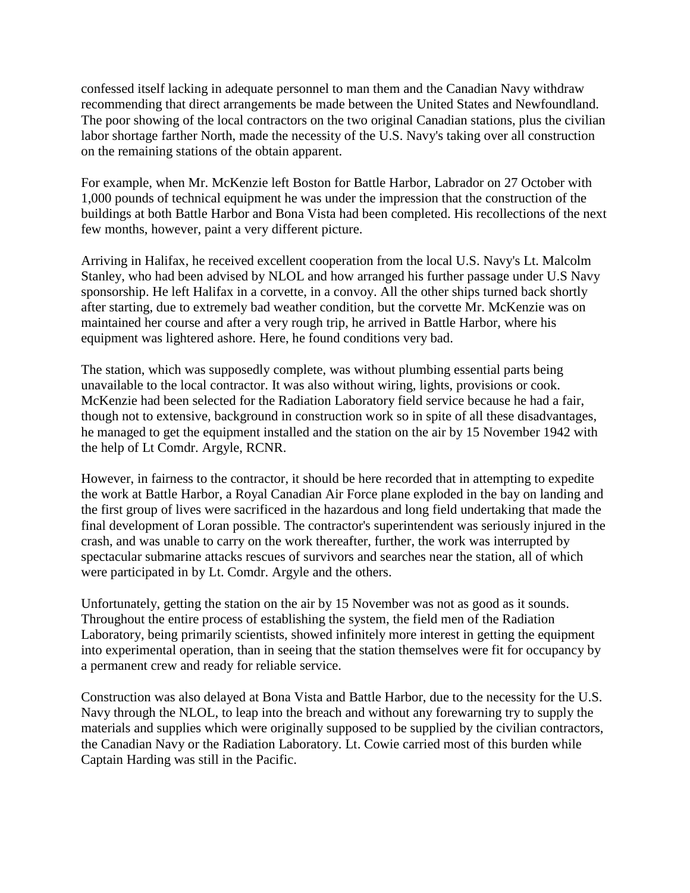confessed itself lacking in adequate personnel to man them and the Canadian Navy withdraw recommending that direct arrangements be made between the United States and Newfoundland. The poor showing of the local contractors on the two original Canadian stations, plus the civilian labor shortage farther North, made the necessity of the U.S. Navy's taking over all construction on the remaining stations of the obtain apparent.

For example, when Mr. McKenzie left Boston for Battle Harbor, Labrador on 27 October with 1,000 pounds of technical equipment he was under the impression that the construction of the buildings at both Battle Harbor and Bona Vista had been completed. His recollections of the next few months, however, paint a very different picture.

Arriving in Halifax, he received excellent cooperation from the local U.S. Navy's Lt. Malcolm Stanley, who had been advised by NLOL and how arranged his further passage under U.S Navy sponsorship. He left Halifax in a corvette, in a convoy. All the other ships turned back shortly after starting, due to extremely bad weather condition, but the corvette Mr. McKenzie was on maintained her course and after a very rough trip, he arrived in Battle Harbor, where his equipment was lightered ashore. Here, he found conditions very bad.

The station, which was supposedly complete, was without plumbing essential parts being unavailable to the local contractor. It was also without wiring, lights, provisions or cook. McKenzie had been selected for the Radiation Laboratory field service because he had a fair, though not to extensive, background in construction work so in spite of all these disadvantages, he managed to get the equipment installed and the station on the air by 15 November 1942 with the help of Lt Comdr. Argyle, RCNR.

However, in fairness to the contractor, it should be here recorded that in attempting to expedite the work at Battle Harbor, a Royal Canadian Air Force plane exploded in the bay on landing and the first group of lives were sacrificed in the hazardous and long field undertaking that made the final development of Loran possible. The contractor's superintendent was seriously injured in the crash, and was unable to carry on the work thereafter, further, the work was interrupted by spectacular submarine attacks rescues of survivors and searches near the station, all of which were participated in by Lt. Comdr. Argyle and the others.

Unfortunately, getting the station on the air by 15 November was not as good as it sounds. Throughout the entire process of establishing the system, the field men of the Radiation Laboratory, being primarily scientists, showed infinitely more interest in getting the equipment into experimental operation, than in seeing that the station themselves were fit for occupancy by a permanent crew and ready for reliable service.

Construction was also delayed at Bona Vista and Battle Harbor, due to the necessity for the U.S. Navy through the NLOL, to leap into the breach and without any forewarning try to supply the materials and supplies which were originally supposed to be supplied by the civilian contractors, the Canadian Navy or the Radiation Laboratory. Lt. Cowie carried most of this burden while Captain Harding was still in the Pacific.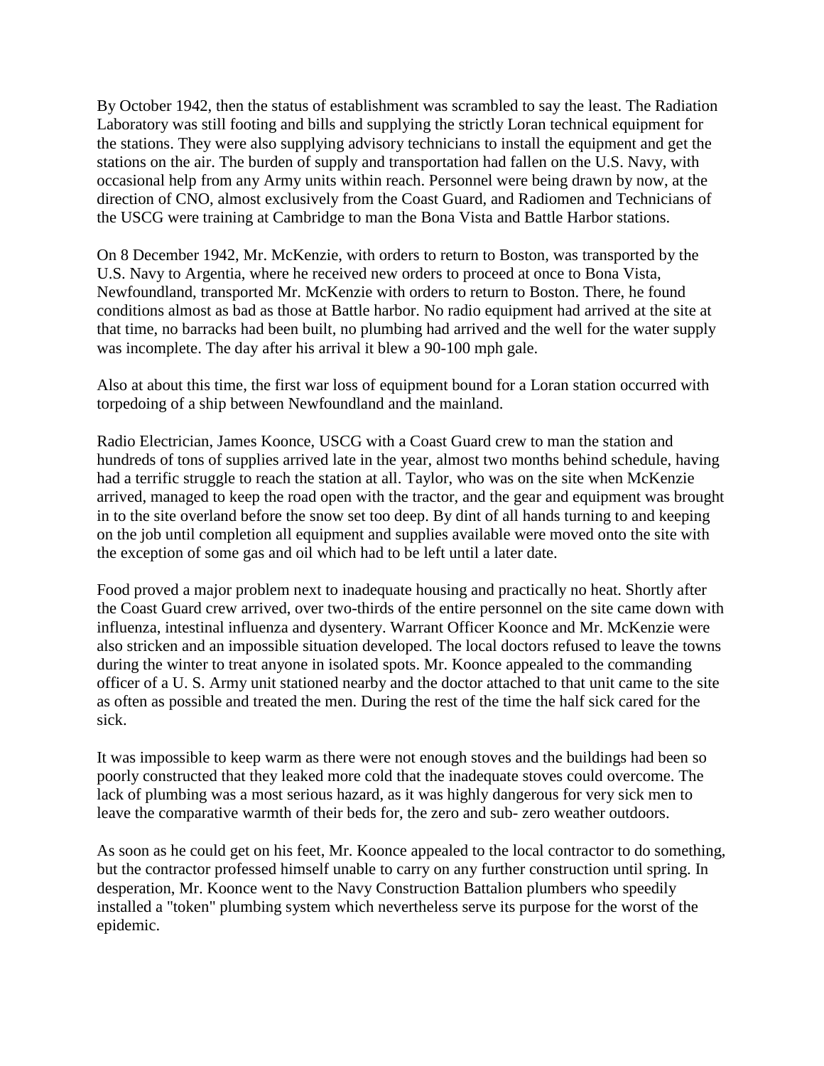By October 1942, then the status of establishment was scrambled to say the least. The Radiation Laboratory was still footing and bills and supplying the strictly Loran technical equipment for the stations. They were also supplying advisory technicians to install the equipment and get the stations on the air. The burden of supply and transportation had fallen on the U.S. Navy, with occasional help from any Army units within reach. Personnel were being drawn by now, at the direction of CNO, almost exclusively from the Coast Guard, and Radiomen and Technicians of the USCG were training at Cambridge to man the Bona Vista and Battle Harbor stations.

On 8 December 1942, Mr. McKenzie, with orders to return to Boston, was transported by the U.S. Navy to Argentia, where he received new orders to proceed at once to Bona Vista, Newfoundland, transported Mr. McKenzie with orders to return to Boston. There, he found conditions almost as bad as those at Battle harbor. No radio equipment had arrived at the site at that time, no barracks had been built, no plumbing had arrived and the well for the water supply was incomplete. The day after his arrival it blew a 90-100 mph gale.

Also at about this time, the first war loss of equipment bound for a Loran station occurred with torpedoing of a ship between Newfoundland and the mainland.

Radio Electrician, James Koonce, USCG with a Coast Guard crew to man the station and hundreds of tons of supplies arrived late in the year, almost two months behind schedule, having had a terrific struggle to reach the station at all. Taylor, who was on the site when McKenzie arrived, managed to keep the road open with the tractor, and the gear and equipment was brought in to the site overland before the snow set too deep. By dint of all hands turning to and keeping on the job until completion all equipment and supplies available were moved onto the site with the exception of some gas and oil which had to be left until a later date.

Food proved a major problem next to inadequate housing and practically no heat. Shortly after the Coast Guard crew arrived, over two-thirds of the entire personnel on the site came down with influenza, intestinal influenza and dysentery. Warrant Officer Koonce and Mr. McKenzie were also stricken and an impossible situation developed. The local doctors refused to leave the towns during the winter to treat anyone in isolated spots. Mr. Koonce appealed to the commanding officer of a U. S. Army unit stationed nearby and the doctor attached to that unit came to the site as often as possible and treated the men. During the rest of the time the half sick cared for the sick.

It was impossible to keep warm as there were not enough stoves and the buildings had been so poorly constructed that they leaked more cold that the inadequate stoves could overcome. The lack of plumbing was a most serious hazard, as it was highly dangerous for very sick men to leave the comparative warmth of their beds for, the zero and sub- zero weather outdoors.

As soon as he could get on his feet, Mr. Koonce appealed to the local contractor to do something, but the contractor professed himself unable to carry on any further construction until spring. In desperation, Mr. Koonce went to the Navy Construction Battalion plumbers who speedily installed a "token" plumbing system which nevertheless serve its purpose for the worst of the epidemic.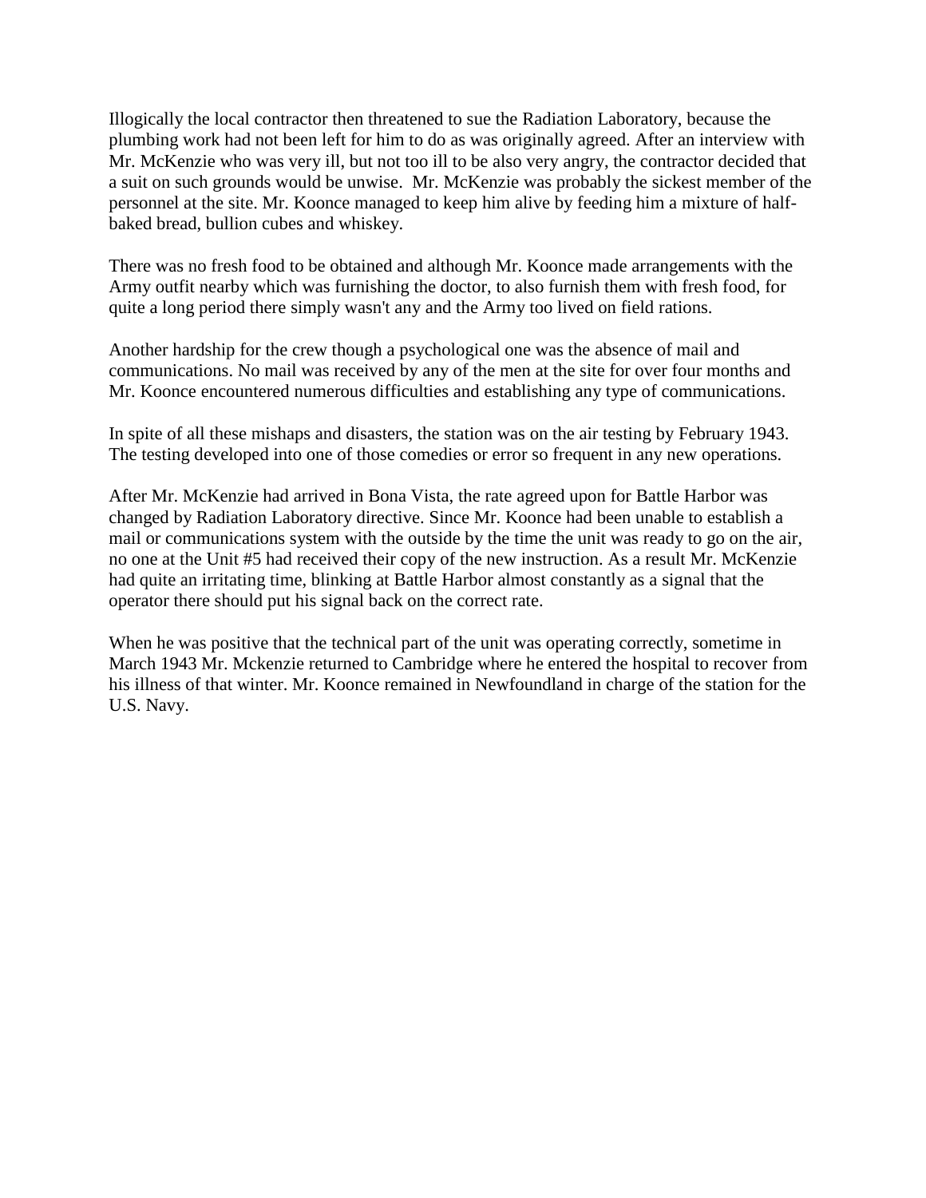Illogically the local contractor then threatened to sue the Radiation Laboratory, because the plumbing work had not been left for him to do as was originally agreed. After an interview with Mr. McKenzie who was very ill, but not too ill to be also very angry, the contractor decided that a suit on such grounds would be unwise. Mr. McKenzie was probably the sickest member of the personnel at the site. Mr. Koonce managed to keep him alive by feeding him a mixture of half-baked bread, bullion cubes and whiskey.

There was no fresh food to be obtained and although Mr. Koonce made arrangements with the Army outfit nearby which was furnishing the doctor, to also furnish them with fresh food, for quite a long period there simply wasn't any and the Army too lived on field rations.

Another hardship for the crew though a psychological one was the absence of mail and communications. No mail was received by any of the men at the site for over four months and Mr. Koonce encountered numerous difficulties and establishing any type of communications.

In spite of all these mishaps and disasters, the station was on the air testing by February 1943. The testing developed into one of those comedies or error so frequent in any new operations.

After Mr. McKenzie had arrived in Bona Vista, the rate agreed upon for Battle Harbor was changed by Radiation Laboratory directive. Since Mr. Koonce had been unable to establish a mail or communications system with the outside by the time the unit was ready to go on the air, no one at the Unit #5 had received their copy of the new instruction. As a result Mr. McKenzie had quite an irritating time, blinking at Battle Harbor almost constantly as a signal that the operator there should put his signal back on the correct rate.

When he was positive that the technical part of the unit was operating correctly, sometime in March 1943 Mr. Mckenzie returned to Cambridge where he entered the hospital to recover from his illness of that winter. Mr. Koonce remained in Newfoundland in charge of the station for the U.S. Navy.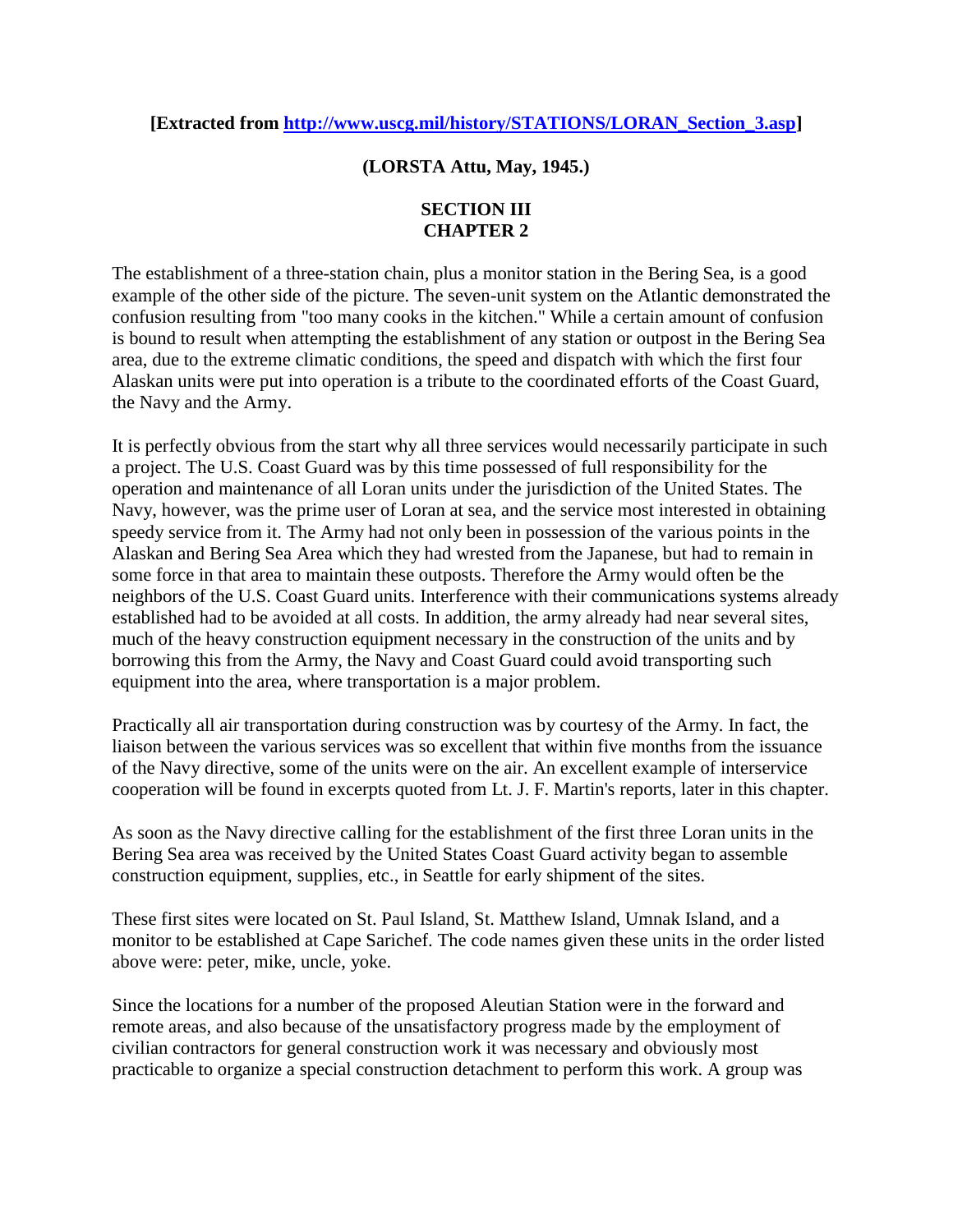**[Extracted from [http://www.uscg.mil/history/STATIONS/LORAN_Section_3.asp](http://www.uscg.mil/history/STATIONS/LORAN_Section_3.asp)]**

**(LORSTA Attu, May, 1945.)**

**SECTION III**
**CHAPTER 2**

The establishment of a three-station chain, plus a monitor station in the Bering Sea, is a good example of the other side of the picture. The seven-unit system on the Atlantic demonstrated the confusion resulting from "too many cooks in the kitchen." While a certain amount of confusion is bound to result when attempting the establishment of any station or outpost in the Bering Sea area, due to the extreme climatic conditions, the speed and dispatch with which the first four Alaskan units were put into operation is a tribute to the coordinated efforts of the Coast Guard, the Navy and the Army.

It is perfectly obvious from the start why all three services would necessarily participate in such a project. The U.S. Coast Guard was by this time possessed of full responsibility for the operation and maintenance of all Loran units under the jurisdiction of the United States. The Navy, however, was the prime user of Loran at sea, and the service most interested in obtaining speedy service from it. The Army had not only been in possession of the various points in the Alaskan and Bering Sea Area which they had wrested from the Japanese, but had to remain in some force in that area to maintain these outposts. Therefore the Army would often be the neighbors of the U.S. Coast Guard units. Interference with their communications systems already established had to be avoided at all costs. In addition, the army already had near several sites, much of the heavy construction equipment necessary in the construction of the units and by borrowing this from the Army, the Navy and Coast Guard could avoid transporting such equipment into the area, where transportation is a major problem.

Practically all air transportation during construction was by courtesy of the Army. In fact, the liaison between the various services was so excellent that within five months from the issuance of the Navy directive, some of the units were on the air. An excellent example of interservice cooperation will be found in excerpts quoted from Lt. J. F. Martin's reports, later in this chapter.

As soon as the Navy directive calling for the establishment of the first three Loran units in the Bering Sea area was received by the United States Coast Guard activity began to assemble construction equipment, supplies, etc., in Seattle for early shipment of the sites.

These first sites were located on St. Paul Island, St. Matthew Island, Umnak Island, and a monitor to be established at Cape Sarichef. The code names given these units in the order listed above were: peter, mike, uncle, yoke.

Since the locations for a number of the proposed Aleutian Station were in the forward and remote areas, and also because of the unsatisfactory progress made by the employment of civilian contractors for general construction work it was necessary and obviously most practicable to organize a special construction detachment to perform this work. A group was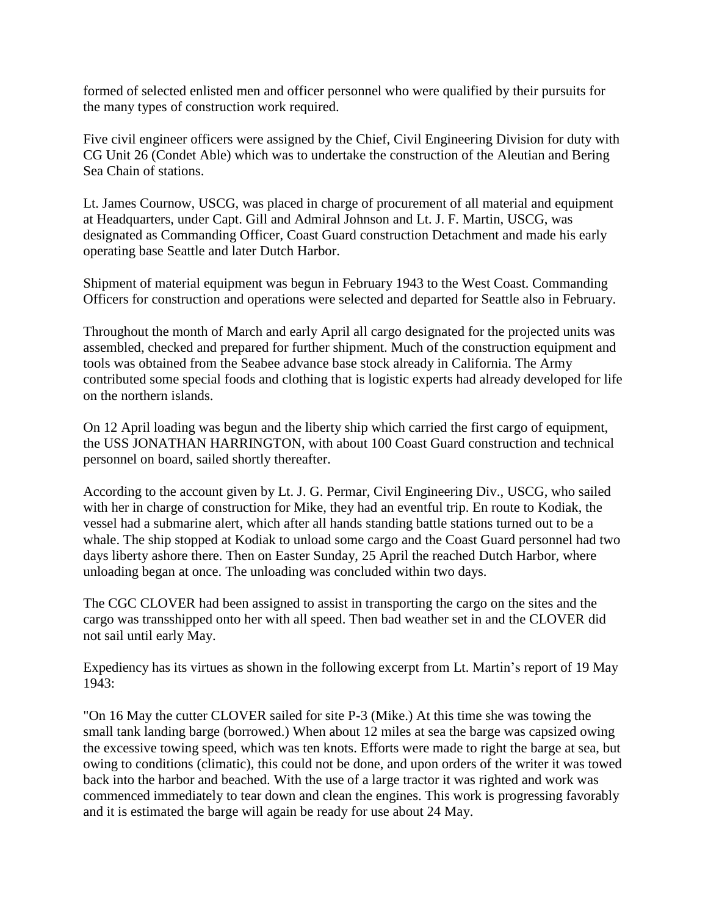formed of selected enlisted men and officer personnel who were qualified by their pursuits for the many types of construction work required.

Five civil engineer officers were assigned by the Chief, Civil Engineering Division for duty with CG Unit 26 (Condet Able) which was to undertake the construction of the Aleutian and Bering Sea Chain of stations.

Lt. James Cournow, USCG, was placed in charge of procurement of all material and equipment at Headquarters, under Capt. Gill and Admiral Johnson and Lt. J. F. Martin, USCG, was designated as Commanding Officer, Coast Guard construction Detachment and made his early operating base Seattle and later Dutch Harbor.

Shipment of material equipment was begun in February 1943 to the West Coast. Commanding Officers for construction and operations were selected and departed for Seattle also in February.

Throughout the month of March and early April all cargo designated for the projected units was assembled, checked and prepared for further shipment. Much of the construction equipment and tools was obtained from the Seabee advance base stock already in California. The Army contributed some special foods and clothing that is logistic experts had already developed for life on the northern islands.

On 12 April loading was begun and the liberty ship which carried the first cargo of equipment, the USS JONATHAN HARRINGTON, with about 100 Coast Guard construction and technical personnel on board, sailed shortly thereafter.

According to the account given by Lt. J. G. Permar, Civil Engineering Div., USCG, who sailed with her in charge of construction for Mike, they had an eventful trip. En route to Kodiak, the vessel had a submarine alert, which after all hands standing battle stations turned out to be a whale. The ship stopped at Kodiak to unload some cargo and the Coast Guard personnel had two days liberty ashore there. Then on Easter Sunday, 25 April the reached Dutch Harbor, where unloading began at once. The unloading was concluded within two days.

The CGC CLOVER had been assigned to assist in transporting the cargo on the sites and the cargo was transshipped onto her with all speed. Then bad weather set in and the CLOVER did not sail until early May.

Expediency has its virtues as shown in the following excerpt from Lt. Martin's report of 19 May 1943:

"On 16 May the cutter CLOVER sailed for site P-3 (Mike.) At this time she was towing the small tank landing barge (borrowed.) When about 12 miles at sea the barge was capsized owing the excessive towing speed, which was ten knots. Efforts were made to right the barge at sea, but owing to conditions (climatic), this could not be done, and upon orders of the writer it was towed back into the harbor and beached. With the use of a large tractor it was righted and work was commenced immediately to tear down and clean the engines. This work is progressing favorably and it is estimated the barge will again be ready for use about 24 May.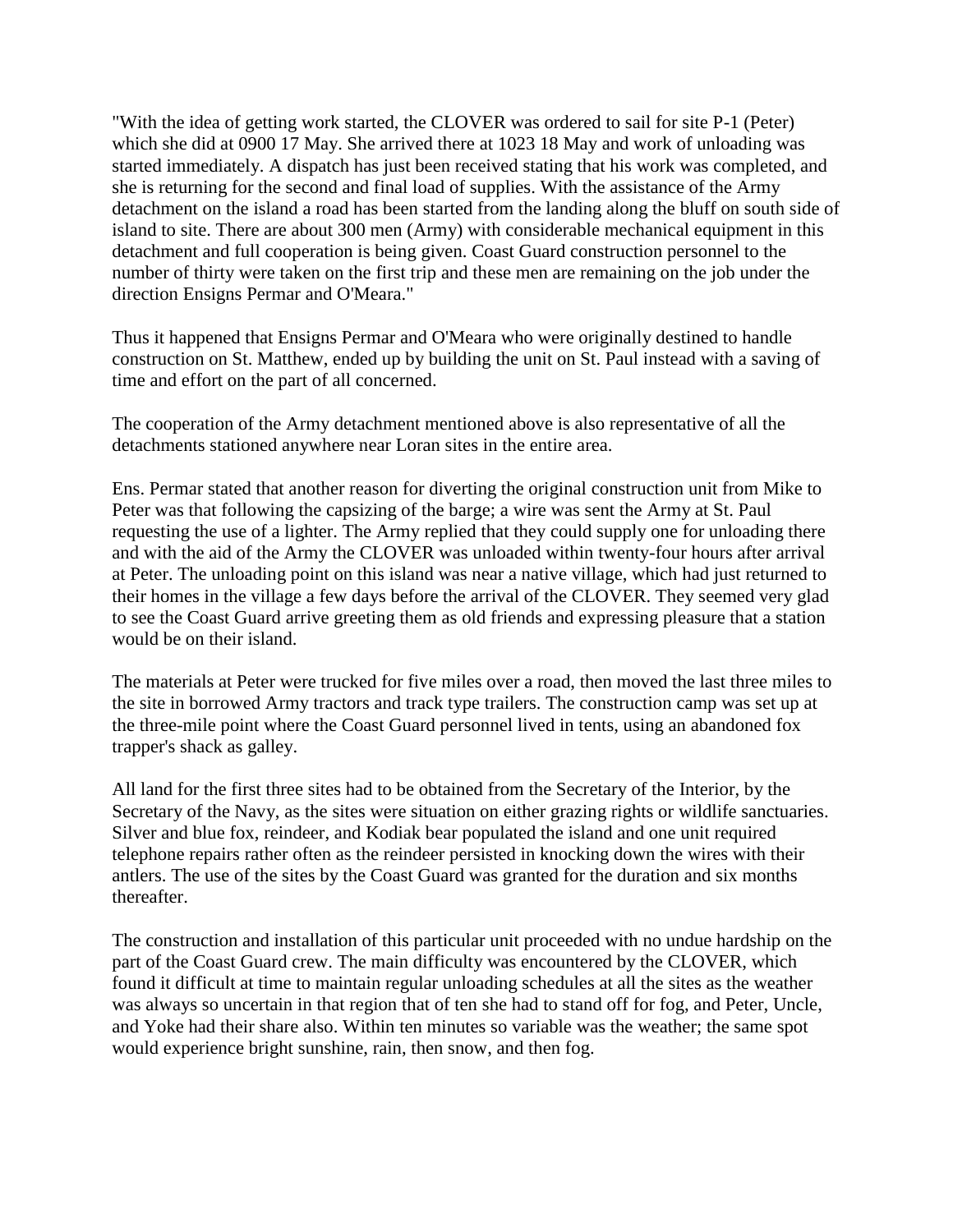"With the idea of getting work started, the CLOVER was ordered to sail for site P-1 (Peter) which she did at 0900 17 May. She arrived there at 1023 18 May and work of unloading was started immediately. A dispatch has just been received stating that his work was completed, and she is returning for the second and final load of supplies. With the assistance of the Army detachment on the island a road has been started from the landing along the bluff on south side of island to site. There are about 300 men (Army) with considerable mechanical equipment in this detachment and full cooperation is being given. Coast Guard construction personnel to the number of thirty were taken on the first trip and these men are remaining on the job under the direction Ensigns Permar and O'Meara."

Thus it happened that Ensigns Permar and O'Meara who were originally destined to handle construction on St. Matthew, ended up by building the unit on St. Paul instead with a saving of time and effort on the part of all concerned.

The cooperation of the Army detachment mentioned above is also representative of all the detachments stationed anywhere near Loran sites in the entire area.

Ens. Permar stated that another reason for diverting the original construction unit from Mike to Peter was that following the capsizing of the barge; a wire was sent the Army at St. Paul requesting the use of a lighter. The Army replied that they could supply one for unloading there and with the aid of the Army the CLOVER was unloaded within twenty-four hours after arrival at Peter. The unloading point on this island was near a native village, which had just returned to their homes in the village a few days before the arrival of the CLOVER. They seemed very glad to see the Coast Guard arrive greeting them as old friends and expressing pleasure that a station would be on their island.

The materials at Peter were trucked for five miles over a road, then moved the last three miles to the site in borrowed Army tractors and track type trailers. The construction camp was set up at the three-mile point where the Coast Guard personnel lived in tents, using an abandoned fox trapper's shack as galley.

All land for the first three sites had to be obtained from the Secretary of the Interior, by the Secretary of the Navy, as the sites were situation on either grazing rights or wildlife sanctuaries. Silver and blue fox, reindeer, and Kodiak bear populated the island and one unit required telephone repairs rather often as the reindeer persisted in knocking down the wires with their antlers. The use of the sites by the Coast Guard was granted for the duration and six months thereafter.

The construction and installation of this particular unit proceeded with no undue hardship on the part of the Coast Guard crew. The main difficulty was encountered by the CLOVER, which found it difficult at time to maintain regular unloading schedules at all the sites as the weather was always so uncertain in that region that of ten she had to stand off for fog, and Peter, Uncle, and Yoke had their share also. Within ten minutes so variable was the weather; the same spot would experience bright sunshine, rain, then snow, and then fog.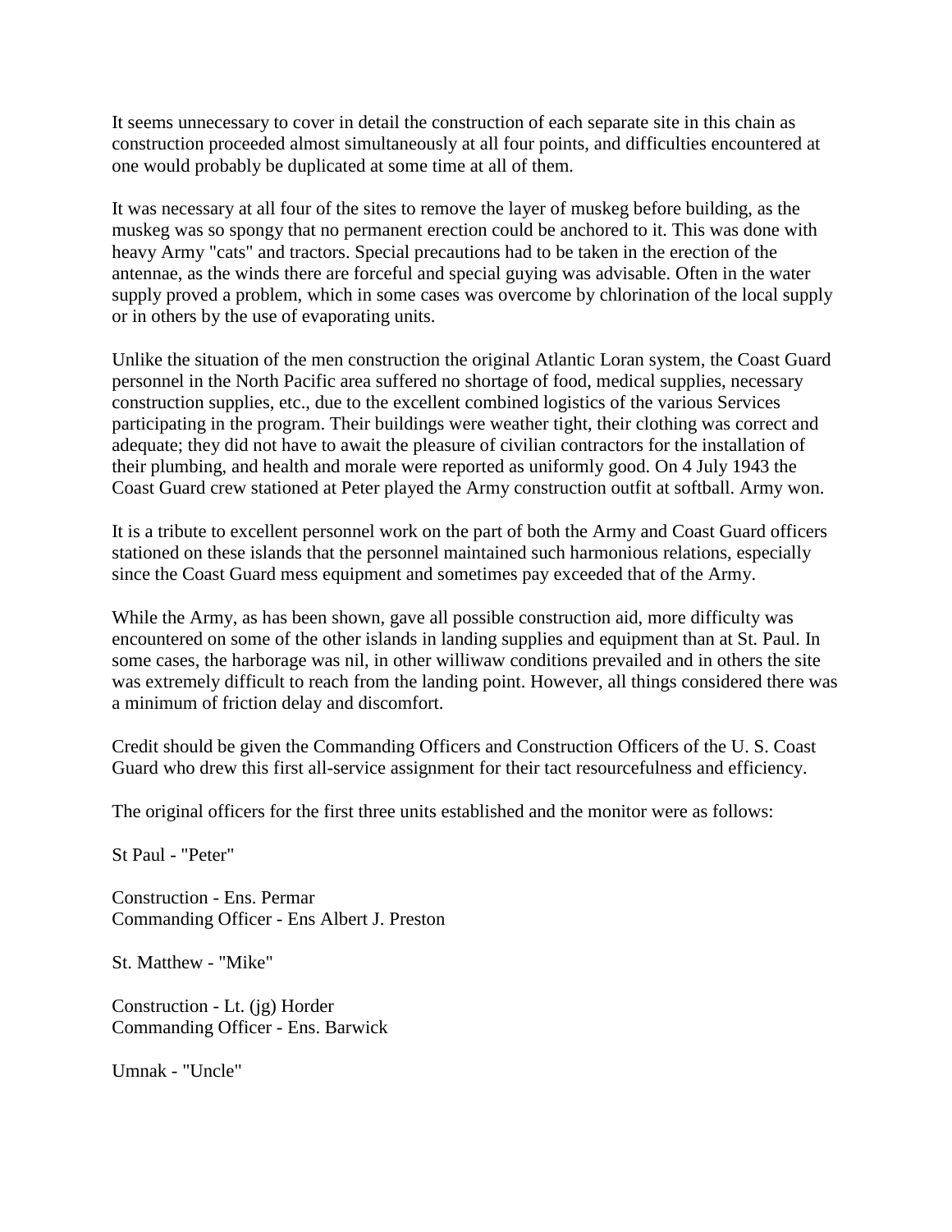It seems unnecessary to cover in detail the construction of each separate site in this chain as construction proceeded almost simultaneously at all four points, and difficulties encountered at one would probably be duplicated at some time at all of them.

It was necessary at all four of the sites to remove the layer of muskeg before building, as the muskeg was so spongy that no permanent erection could be anchored to it. This was done with heavy Army "cats" and tractors. Special precautions had to be taken in the erection of the antennae, as the winds there are forceful and special guying was advisable. Often in the water supply proved a problem, which in some cases was overcome by chlorination of the local supply or in others by the use of evaporating units.

Unlike the situation of the men construction the original Atlantic Loran system, the Coast Guard personnel in the North Pacific area suffered no shortage of food, medical supplies, necessary construction supplies, etc., due to the excellent combined logistics of the various Services participating in the program. Their buildings were weather tight, their clothing was correct and adequate; they did not have to await the pleasure of civilian contractors for the installation of their plumbing, and health and morale were reported as uniformly good. On 4 July 1943 the Coast Guard crew stationed at Peter played the Army construction outfit at softball. Army won.

It is a tribute to excellent personnel work on the part of both the Army and Coast Guard officers stationed on these islands that the personnel maintained such harmonious relations, especially since the Coast Guard mess equipment and sometimes pay exceeded that of the Army.

While the Army, as has been shown, gave all possible construction aid, more difficulty was encountered on some of the other islands in landing supplies and equipment than at St. Paul. In some cases, the harborage was nil, in other williwaw conditions prevailed and in others the site was extremely difficult to reach from the landing point. However, all things considered there was a minimum of friction delay and discomfort.

Credit should be given the Commanding Officers and Construction Officers of the U. S. Coast Guard who drew this first all-service assignment for their tact resourcefulness and efficiency.

The original officers for the first three units established and the monitor were as follows:

St Paul - "Peter"

Construction - Ens. Permar
Commanding Officer - Ens Albert J. Preston

St. Matthew - "Mike"

Construction - Lt. (jg) Horder
Commanding Officer - Ens. Barwick

Umnak - "Uncle"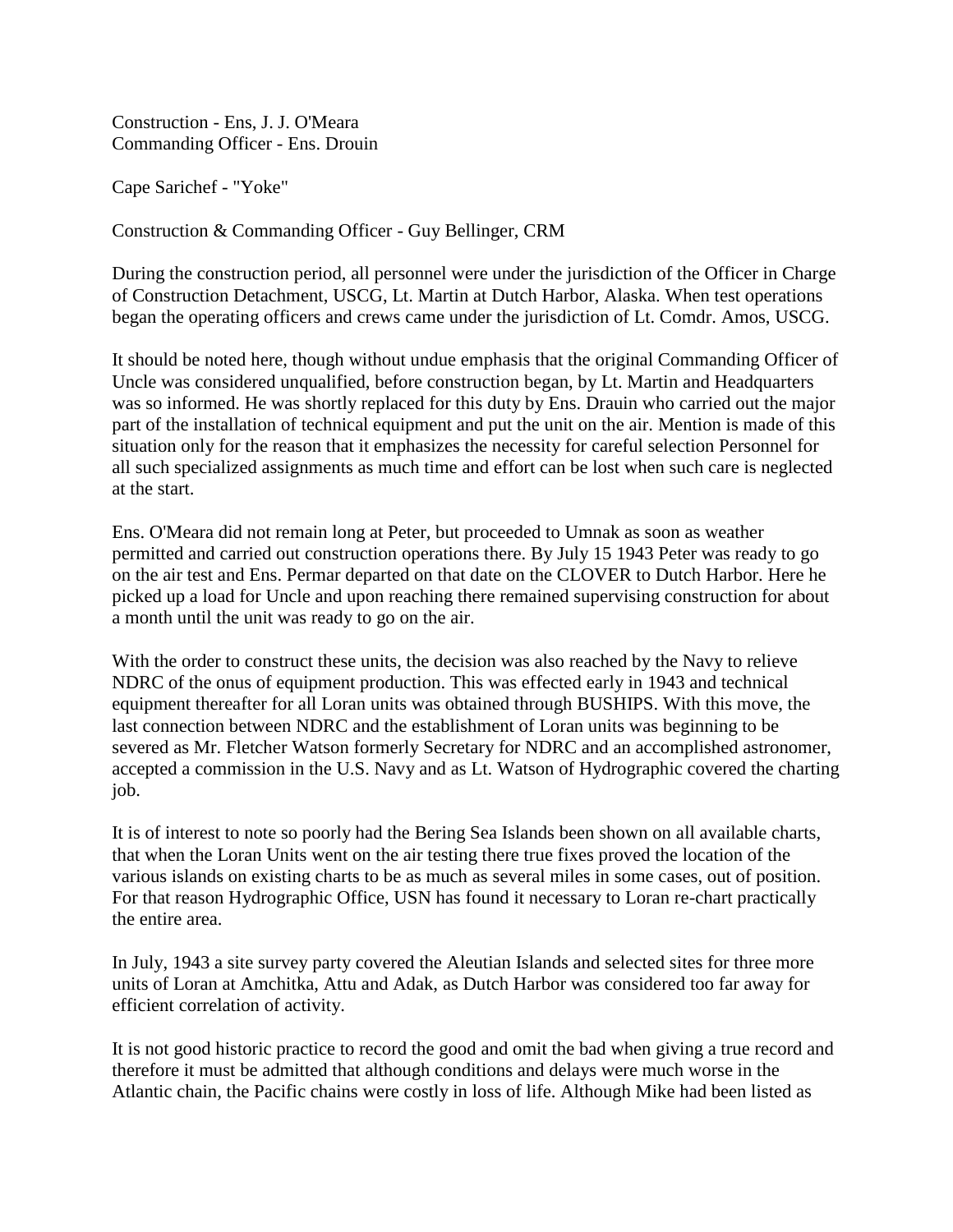Construction - Ens, J. J. O'Meara
Commanding Officer - Ens. Drouin

Cape Sarichef - "Yoke"

Construction & Commanding Officer - Guy Bellinger, CRM

During the construction period, all personnel were under the jurisdiction of the Officer in Charge of Construction Detachment, USCG, Lt. Martin at Dutch Harbor, Alaska. When test operations began the operating officers and crews came under the jurisdiction of Lt. Comdr. Amos, USCG.

It should be noted here, though without undue emphasis that the original Commanding Officer of Uncle was considered unqualified, before construction began, by Lt. Martin and Headquarters was so informed. He was shortly replaced for this duty by Ens. Drauin who carried out the major part of the installation of technical equipment and put the unit on the air. Mention is made of this situation only for the reason that it emphasizes the necessity for careful selection Personnel for all such specialized assignments as much time and effort can be lost when such care is neglected at the start.

Ens. O'Meara did not remain long at Peter, but proceeded to Umnak as soon as weather permitted and carried out construction operations there. By July 15 1943 Peter was ready to go on the air test and Ens. Permar departed on that date on the CLOVER to Dutch Harbor. Here he picked up a load for Uncle and upon reaching there remained supervising construction for about a month until the unit was ready to go on the air.

With the order to construct these units, the decision was also reached by the Navy to relieve NDRC of the onus of equipment production. This was effected early in 1943 and technical equipment thereafter for all Loran units was obtained through BUSHIPS. With this move, the last connection between NDRC and the establishment of Loran units was beginning to be severed as Mr. Fletcher Watson formerly Secretary for NDRC and an accomplished astronomer, accepted a commission in the U.S. Navy and as Lt. Watson of Hydrographic covered the charting job.

It is of interest to note so poorly had the Bering Sea Islands been shown on all available charts, that when the Loran Units went on the air testing there true fixes proved the location of the various islands on existing charts to be as much as several miles in some cases, out of position. For that reason Hydrographic Office, USN has found it necessary to Loran re-chart practically the entire area.

In July, 1943 a site survey party covered the Aleutian Islands and selected sites for three more units of Loran at Amchitka, Attu and Adak, as Dutch Harbor was considered too far away for efficient correlation of activity.

It is not good historic practice to record the good and omit the bad when giving a true record and therefore it must be admitted that although conditions and delays were much worse in the Atlantic chain, the Pacific chains were costly in loss of life. Although Mike had been listed as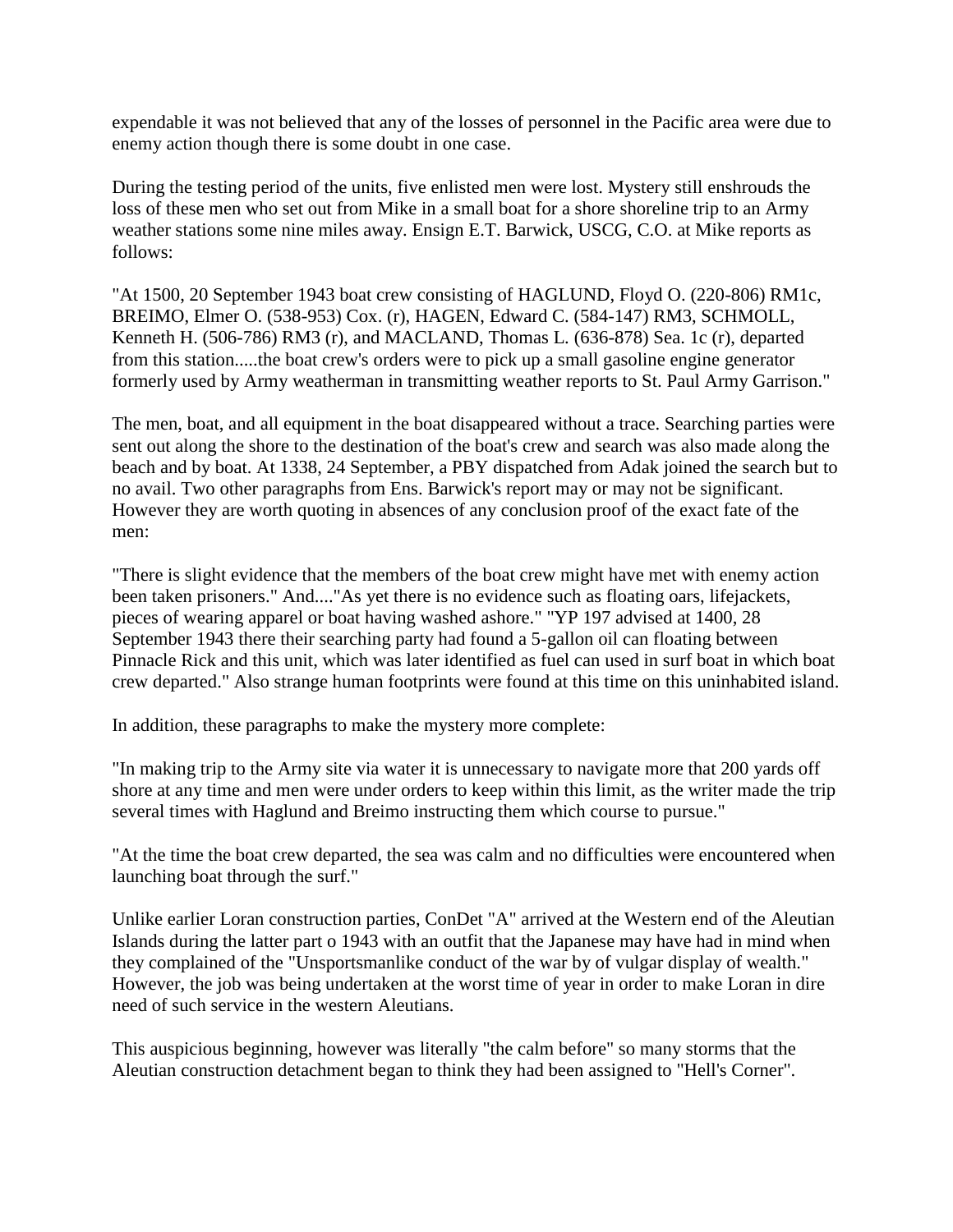expendable it was not believed that any of the losses of personnel in the Pacific area were due to enemy action though there is some doubt in one case.

During the testing period of the units, five enlisted men were lost. Mystery still enshrouds the loss of these men who set out from Mike in a small boat for a shore shoreline trip to an Army weather stations some nine miles away. Ensign E.T. Barwick, USCG, C.O. at Mike reports as follows:

"At 1500, 20 September 1943 boat crew consisting of HAGLUND, Floyd O. (220-806) RM1c, BREIMO, Elmer O. (538-953) Cox. (r), HAGEN, Edward C. (584-147) RM3, SCHMOLL, Kenneth H. (506-786) RM3 (r), and MACLAND, Thomas L. (636-878) Sea. 1c (r), departed from this station.....the boat crew's orders were to pick up a small gasoline engine generator formerly used by Army weatherman in transmitting weather reports to St. Paul Army Garrison."

The men, boat, and all equipment in the boat disappeared without a trace. Searching parties were sent out along the shore to the destination of the boat's crew and search was also made along the beach and by boat. At 1338, 24 September, a PBY dispatched from Adak joined the search but to no avail. Two other paragraphs from Ens. Barwick's report may or may not be significant. However they are worth quoting in absences of any conclusion proof of the exact fate of the men:

"There is slight evidence that the members of the boat crew might have met with enemy action been taken prisoners." And...."As yet there is no evidence such as floating oars, lifejackets, pieces of wearing apparel or boat having washed ashore." "YP 197 advised at 1400, 28 September 1943 there their searching party had found a 5-gallon oil can floating between Pinnacle Rick and this unit, which was later identified as fuel can used in surf boat in which boat crew departed." Also strange human footprints were found at this time on this uninhabited island.

In addition, these paragraphs to make the mystery more complete:

"In making trip to the Army site via water it is unnecessary to navigate more that 200 yards off shore at any time and men were under orders to keep within this limit, as the writer made the trip several times with Haglund and Breimo instructing them which course to pursue."

"At the time the boat crew departed, the sea was calm and no difficulties were encountered when launching boat through the surf."

Unlike earlier Loran construction parties, ConDet "A" arrived at the Western end of the Aleutian Islands during the latter part o 1943 with an outfit that the Japanese may have had in mind when they complained of the "Unsportsmanlike conduct of the war by of vulgar display of wealth." However, the job was being undertaken at the worst time of year in order to make Loran in dire need of such service in the western Aleutians.

This auspicious beginning, however was literally "the calm before" so many storms that the Aleutian construction detachment began to think they had been assigned to "Hell's Corner".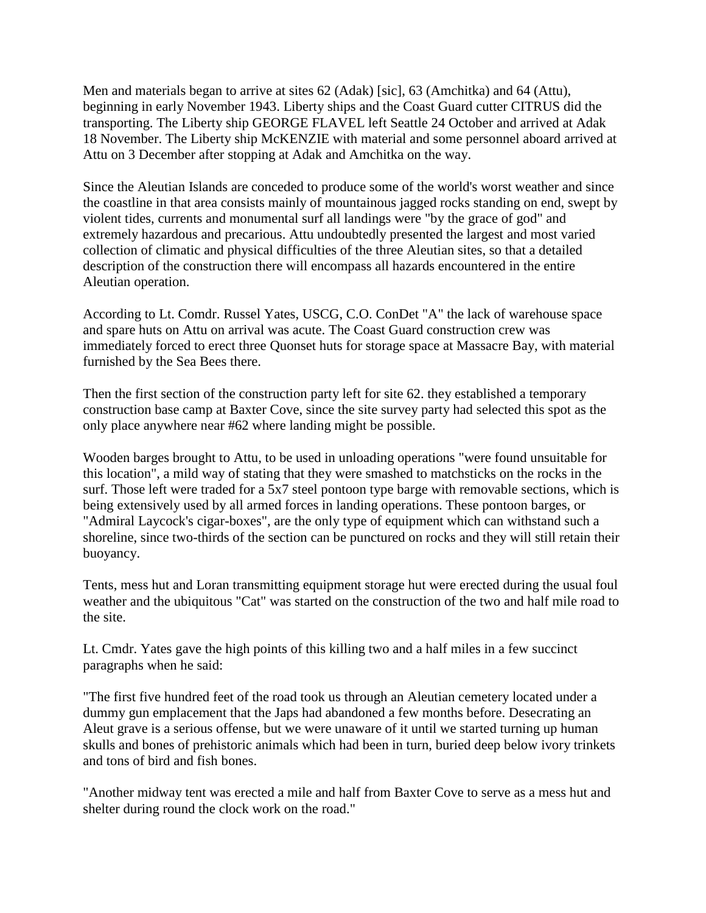Men and materials began to arrive at sites 62 (Adak) [sic], 63 (Amchitka) and 64 (Attu), beginning in early November 1943. Liberty ships and the Coast Guard cutter CITRUS did the transporting. The Liberty ship GEORGE FLAVEL left Seattle 24 October and arrived at Adak 18 November. The Liberty ship McKENZIE with material and some personnel aboard arrived at Attu on 3 December after stopping at Adak and Amchitka on the way.

Since the Aleutian Islands are conceded to produce some of the world's worst weather and since the coastline in that area consists mainly of mountainous jagged rocks standing on end, swept by violent tides, currents and monumental surf all landings were "by the grace of god" and extremely hazardous and precarious. Attu undoubtedly presented the largest and most varied collection of climatic and physical difficulties of the three Aleutian sites, so that a detailed description of the construction there will encompass all hazards encountered in the entire Aleutian operation.

According to Lt. Comdr. Russel Yates, USCG, C.O. ConDet "A" the lack of warehouse space and spare huts on Attu on arrival was acute. The Coast Guard construction crew was immediately forced to erect three Quonset huts for storage space at Massacre Bay, with material furnished by the Sea Bees there.

Then the first section of the construction party left for site 62. they established a temporary construction base camp at Baxter Cove, since the site survey party had selected this spot as the only place anywhere near #62 where landing might be possible.

Wooden barges brought to Attu, to be used in unloading operations "were found unsuitable for this location", a mild way of stating that they were smashed to matchsticks on the rocks in the surf. Those left were traded for a 5x7 steel pontoon type barge with removable sections, which is being extensively used by all armed forces in landing operations. These pontoon barges, or "Admiral Laycock's cigar-boxes", are the only type of equipment which can withstand such a shoreline, since two-thirds of the section can be punctured on rocks and they will still retain their buoyancy.

Tents, mess hut and Loran transmitting equipment storage hut were erected during the usual foul weather and the ubiquitous "Cat" was started on the construction of the two and half mile road to the site.

Lt. Cmdr. Yates gave the high points of this killing two and a half miles in a few succinct paragraphs when he said:

"The first five hundred feet of the road took us through an Aleutian cemetery located under a dummy gun emplacement that the Japs had abandoned a few months before. Desecrating an Aleut grave is a serious offense, but we were unaware of it until we started turning up human skulls and bones of prehistoric animals which had been in turn, buried deep below ivory trinkets and tons of bird and fish bones.

"Another midway tent was erected a mile and half from Baxter Cove to serve as a mess hut and shelter during round the clock work on the road."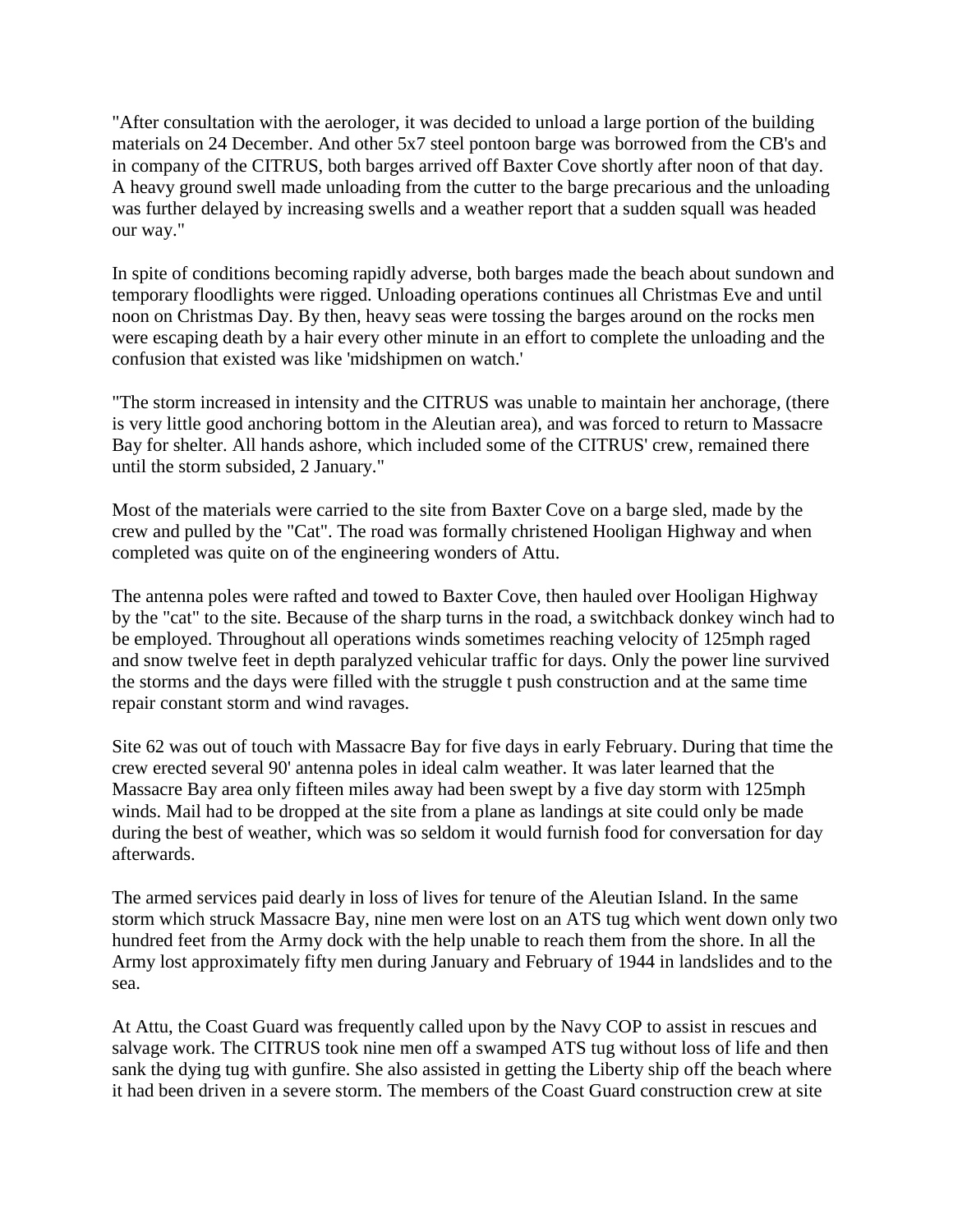"After consultation with the aerologer, it was decided to unload a large portion of the building materials on 24 December. And other 5x7 steel pontoon barge was borrowed from the CB's and in company of the CITRUS, both barges arrived off Baxter Cove shortly after noon of that day. A heavy ground swell made unloading from the cutter to the barge precarious and the unloading was further delayed by increasing swells and a weather report that a sudden squall was headed our way."

In spite of conditions becoming rapidly adverse, both barges made the beach about sundown and temporary floodlights were rigged. Unloading operations continues all Christmas Eve and until noon on Christmas Day. By then, heavy seas were tossing the barges around on the rocks men were escaping death by a hair every other minute in an effort to complete the unloading and the confusion that existed was like 'midshipmen on watch.'

"The storm increased in intensity and the CITRUS was unable to maintain her anchorage, (there is very little good anchoring bottom in the Aleutian area), and was forced to return to Massacre Bay for shelter. All hands ashore, which included some of the CITRUS' crew, remained there until the storm subsided, 2 January."

Most of the materials were carried to the site from Baxter Cove on a barge sled, made by the crew and pulled by the "Cat". The road was formally christened Hooligan Highway and when completed was quite on of the engineering wonders of Attu.

The antenna poles were rafted and towed to Baxter Cove, then hauled over Hooligan Highway by the "cat" to the site. Because of the sharp turns in the road, a switchback donkey winch had to be employed. Throughout all operations winds sometimes reaching velocity of 125mph raged and snow twelve feet in depth paralyzed vehicular traffic for days. Only the power line survived the storms and the days were filled with the struggle t push construction and at the same time repair constant storm and wind ravages.

Site 62 was out of touch with Massacre Bay for five days in early February. During that time the crew erected several 90' antenna poles in ideal calm weather. It was later learned that the Massacre Bay area only fifteen miles away had been swept by a five day storm with 125mph winds. Mail had to be dropped at the site from a plane as landings at site could only be made during the best of weather, which was so seldom it would furnish food for conversation for day afterwards.

The armed services paid dearly in loss of lives for tenure of the Aleutian Island. In the same storm which struck Massacre Bay, nine men were lost on an ATS tug which went down only two hundred feet from the Army dock with the help unable to reach them from the shore. In all the Army lost approximately fifty men during January and February of 1944 in landslides and to the sea.

At Attu, the Coast Guard was frequently called upon by the Navy COP to assist in rescues and salvage work. The CITRUS took nine men off a swamped ATS tug without loss of life and then sank the dying tug with gunfire. She also assisted in getting the Liberty ship off the beach where it had been driven in a severe storm. The members of the Coast Guard construction crew at site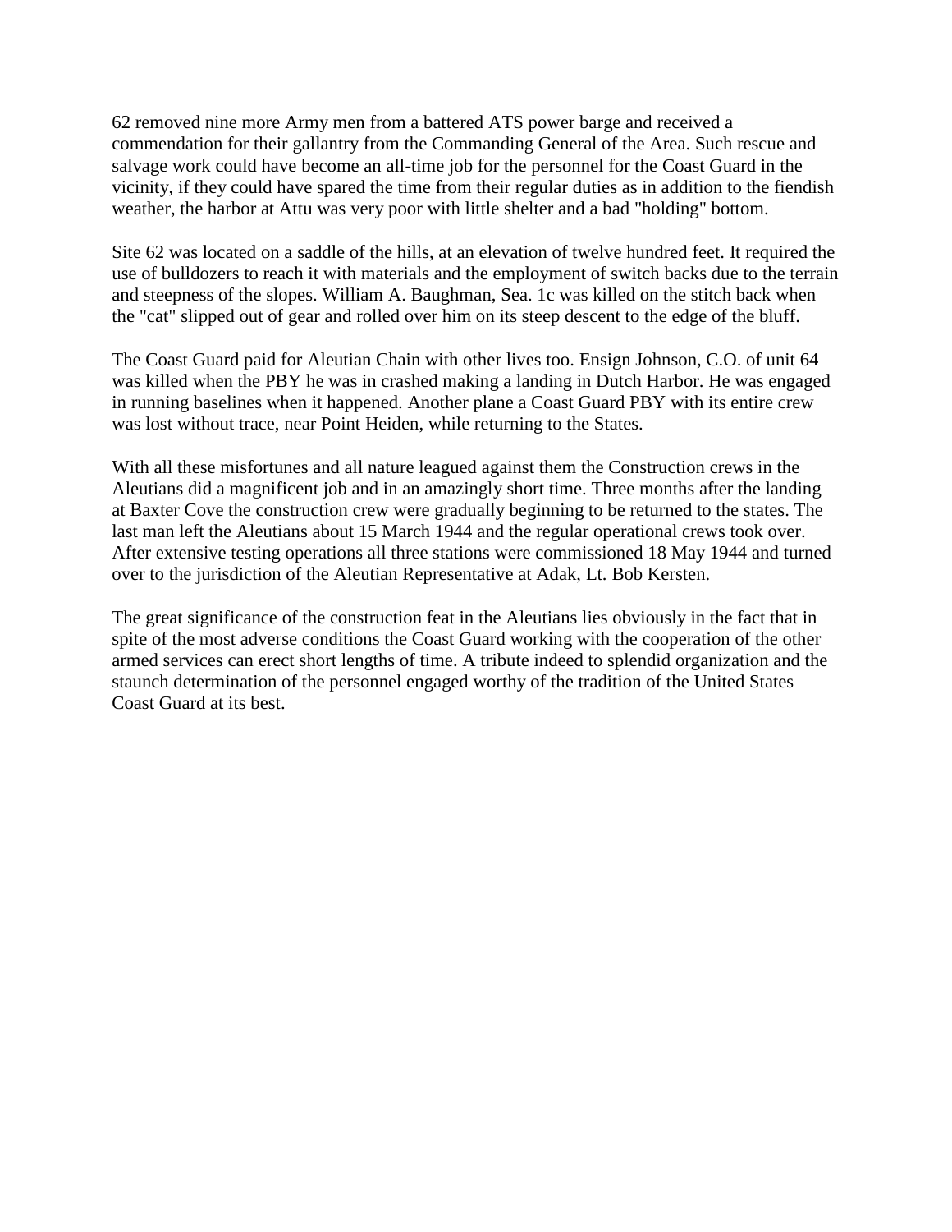62 removed nine more Army men from a battered ATS power barge and received a commendation for their gallantry from the Commanding General of the Area. Such rescue and salvage work could have become an all-time job for the personnel for the Coast Guard in the vicinity, if they could have spared the time from their regular duties as in addition to the fiendish weather, the harbor at Attu was very poor with little shelter and a bad "holding" bottom.

Site 62 was located on a saddle of the hills, at an elevation of twelve hundred feet. It required the use of bulldozers to reach it with materials and the employment of switch backs due to the terrain and steepness of the slopes. William A. Baughman, Sea. 1c was killed on the stitch back when the "cat" slipped out of gear and rolled over him on its steep descent to the edge of the bluff.

The Coast Guard paid for Aleutian Chain with other lives too. Ensign Johnson, C.O. of unit 64 was killed when the PBY he was in crashed making a landing in Dutch Harbor. He was engaged in running baselines when it happened. Another plane a Coast Guard PBY with its entire crew was lost without trace, near Point Heiden, while returning to the States.

With all these misfortunes and all nature leagued against them the Construction crews in the Aleutians did a magnificent job and in an amazingly short time. Three months after the landing at Baxter Cove the construction crew were gradually beginning to be returned to the states. The last man left the Aleutians about 15 March 1944 and the regular operational crews took over. After extensive testing operations all three stations were commissioned 18 May 1944 and turned over to the jurisdiction of the Aleutian Representative at Adak, Lt. Bob Kersten.

The great significance of the construction feat in the Aleutians lies obviously in the fact that in spite of the most adverse conditions the Coast Guard working with the cooperation of the other armed services can erect short lengths of time. A tribute indeed to splendid organization and the staunch determination of the personnel engaged worthy of the tradition of the United States Coast Guard at its best.